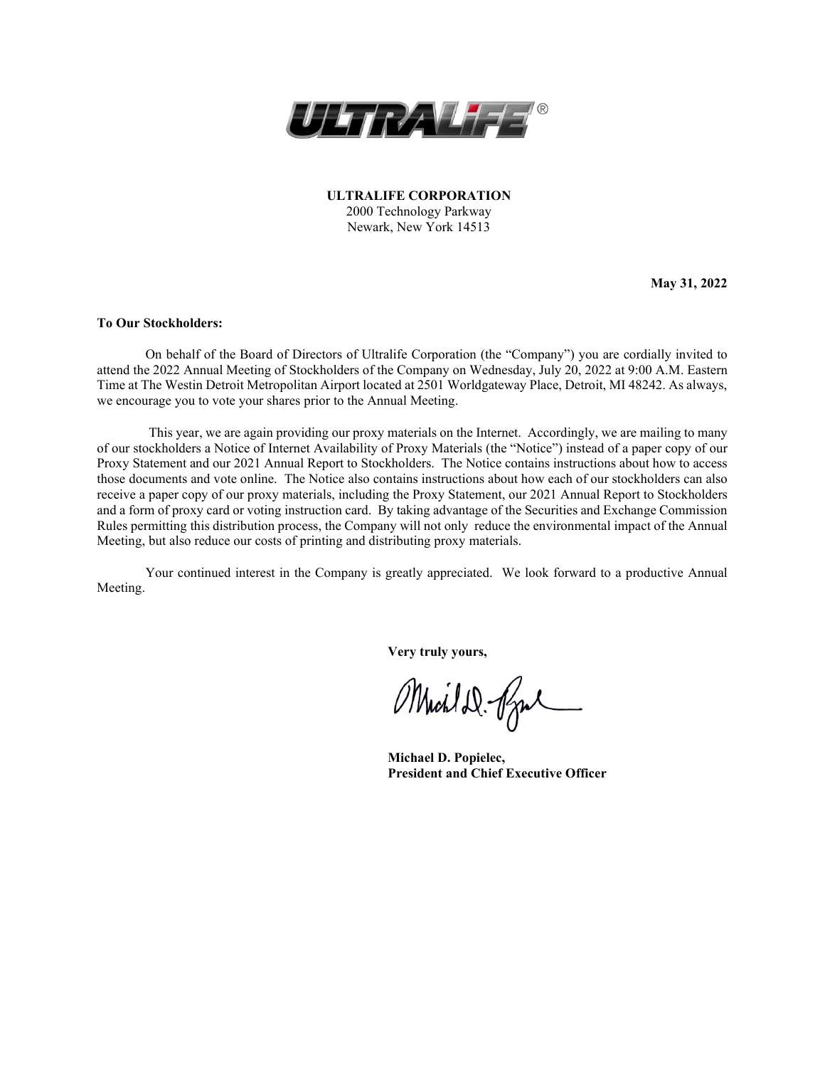**ULTRALIFE CORPORATION**
2000 Technology Parkway
Newark, New York 14513

**May 31, 2022**

**To Our Stockholders:**

On behalf of the Board of Directors of Ultralife Corporation (the "Company") you are cordially invited to attend the 2022 Annual Meeting of Stockholders of the Company on Wednesday, July 20, 2022 at 9:00 A.M. Eastern Time at The Westin Detroit Metropolitan Airport located at 2501 Worldgateway Place, Detroit, MI 48242. As always, we encourage you to vote your shares prior to the Annual Meeting.

This year, we are again providing our proxy materials on the Internet. Accordingly, we are mailing to many of our stockholders a Notice of Internet Availability of Proxy Materials (the "Notice") instead of a paper copy of our Proxy Statement and our 2021 Annual Report to Stockholders. The Notice contains instructions about how to access those documents and vote online. The Notice also contains instructions about how each of our stockholders can also receive a paper copy of our proxy materials, including the Proxy Statement, our 2021 Annual Report to Stockholders and a form of proxy card or voting instruction card. By taking advantage of the Securities and Exchange Commission Rules permitting this distribution process, the Company will not only reduce the environmental impact of the Annual Meeting, but also reduce our costs of printing and distributing proxy materials.

Your continued interest in the Company is greatly appreciated. We look forward to a productive Annual Meeting.

**Very truly yours,**

**Michael D. Popielec,**
**President and Chief Executive Officer**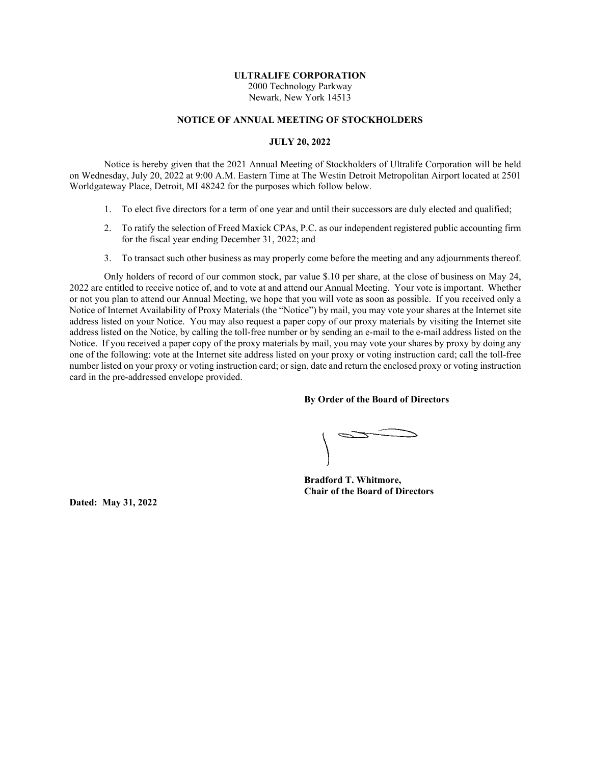**ULTRALIFE CORPORATION**
2000 Technology Parkway
Newark, New York 14513

## NOTICE OF ANNUAL MEETING OF STOCKHOLDERS

## JULY 20, 2022

Notice is hereby given that the 2021 Annual Meeting of Stockholders of Ultralife Corporation will be held on Wednesday, July 20, 2022 at 9:00 A.M. Eastern Time at The Westin Detroit Metropolitan Airport located at 2501 Worldgateway Place, Detroit, MI 48242 for the purposes which follow below.

1. To elect five directors for a term of one year and until their successors are duly elected and qualified;
2. To ratify the selection of Freed Maxick CPAs, P.C. as our independent registered public accounting firm for the fiscal year ending December 31, 2022; and
3. To transact such other business as may properly come before the meeting and any adjournments thereof.

Only holders of record of our common stock, par value $.10 per share, at the close of business on May 24, 2022 are entitled to receive notice of, and to vote at and attend our Annual Meeting. Your vote is important. Whether or not you plan to attend our Annual Meeting, we hope that you will vote as soon as possible. If you received only a Notice of Internet Availability of Proxy Materials (the "Notice") by mail, you may vote your shares at the Internet site address listed on your Notice. You may also request a paper copy of our proxy materials by visiting the Internet site address listed on the Notice, by calling the toll-free number or by sending an e-mail to the e-mail address listed on the Notice. If you received a paper copy of the proxy materials by mail, you may vote your shares by proxy by doing any one of the following: vote at the Internet site address listed on your proxy or voting instruction card; call the toll-free number listed on your proxy or voting instruction card; or sign, date and return the enclosed proxy or voting instruction card in the pre-addressed envelope provided.

**By Order of the Board of Directors**

**Bradford T. Whitmore,**
**Chair of the Board of Directors**

**Dated: May 31, 2022**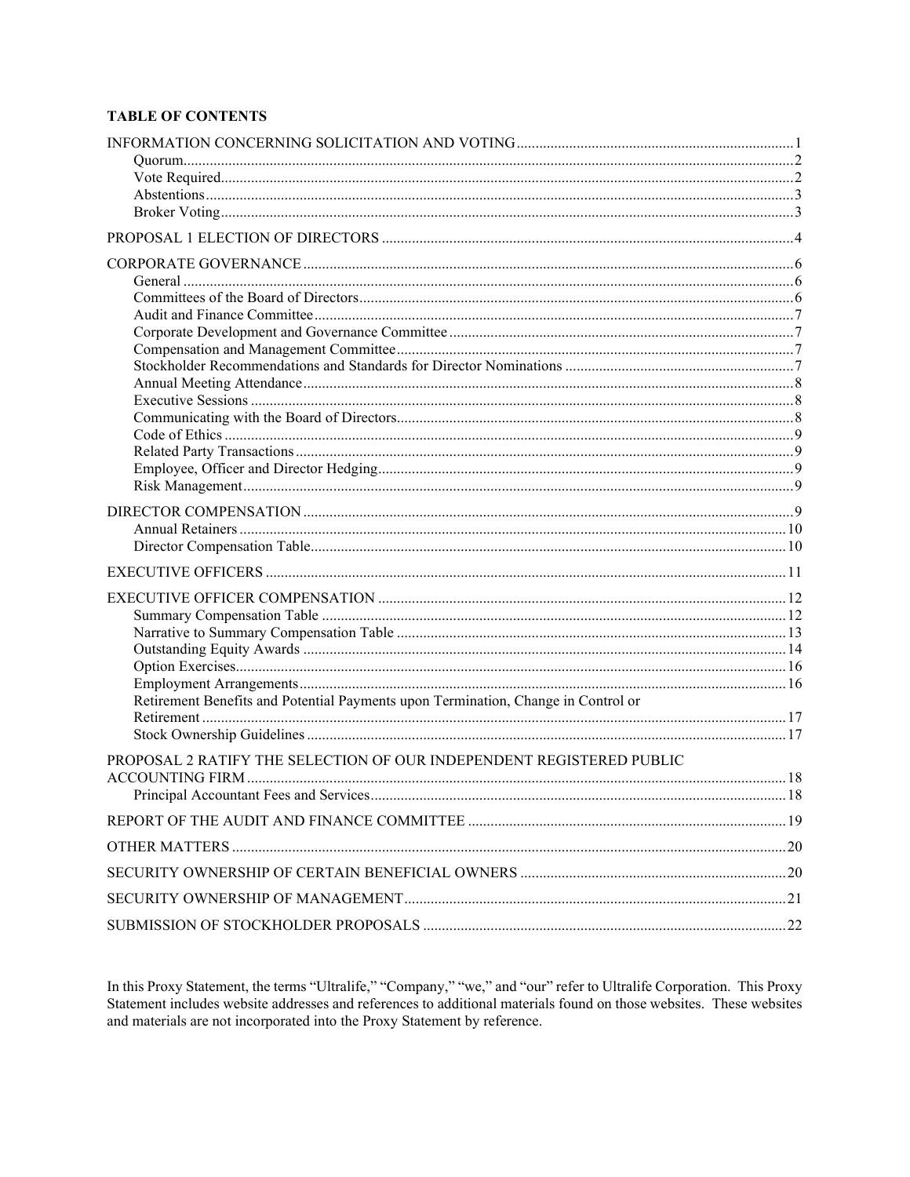# TABLE OF CONTENTS

| | |
|---|---|
| INFORMATION CONCERNING SOLICITATION AND VOTING | 1 |
| Quorum | 2 |
| Vote Required | 2 |
| Abstentions | 3 |
| Broker Voting | 3 |
| PROPOSAL 1 ELECTION OF DIRECTORS | 4 |
| CORPORATE GOVERNANCE | 6 |
| General | 6 |
| Committees of the Board of Directors | 6 |
| Audit and Finance Committee | 7 |
| Corporate Development and Governance Committee | 7 |
| Compensation and Management Committee | 7 |
| Stockholder Recommendations and Standards for Director Nominations | 7 |
| Annual Meeting Attendance | 8 |
| Executive Sessions | 8 |
| Communicating with the Board of Directors | 8 |
| Code of Ethics | 9 |
| Related Party Transactions | 9 |
| Employee, Officer and Director Hedging | 9 |
| Risk Management | 9 |
| DIRECTOR COMPENSATION | 9 |
| Annual Retainers | 10 |
| Director Compensation Table | 10 |
| EXECUTIVE OFFICERS | 11 |
| EXECUTIVE OFFICER COMPENSATION | 12 |
| Summary Compensation Table | 12 |
| Narrative to Summary Compensation Table | 13 |
| Outstanding Equity Awards | 14 |
| Option Exercises | 16 |
| Employment Arrangements | 16 |
| Retirement Benefits and Potential Payments upon Termination, Change in Control or Retirement | 17 |
| Stock Ownership Guidelines | 17 |
| PROPOSAL 2 RATIFY THE SELECTION OF OUR INDEPENDENT REGISTERED PUBLIC ACCOUNTING FIRM | 18 |
| Principal Accountant Fees and Services | 18 |
| REPORT OF THE AUDIT AND FINANCE COMMITTEE | 19 |
| OTHER MATTERS | 20 |
| SECURITY OWNERSHIP OF CERTAIN BENEFICIAL OWNERS | 20 |
| SECURITY OWNERSHIP OF MANAGEMENT | 21 |
| SUBMISSION OF STOCKHOLDER PROPOSALS | 22 |

In this Proxy Statement, the terms "Ultralife," "Company," "we," and "our" refer to Ultralife Corporation. This Proxy Statement includes website addresses and references to additional materials found on those websites. These websites and materials are not incorporated into the Proxy Statement by reference.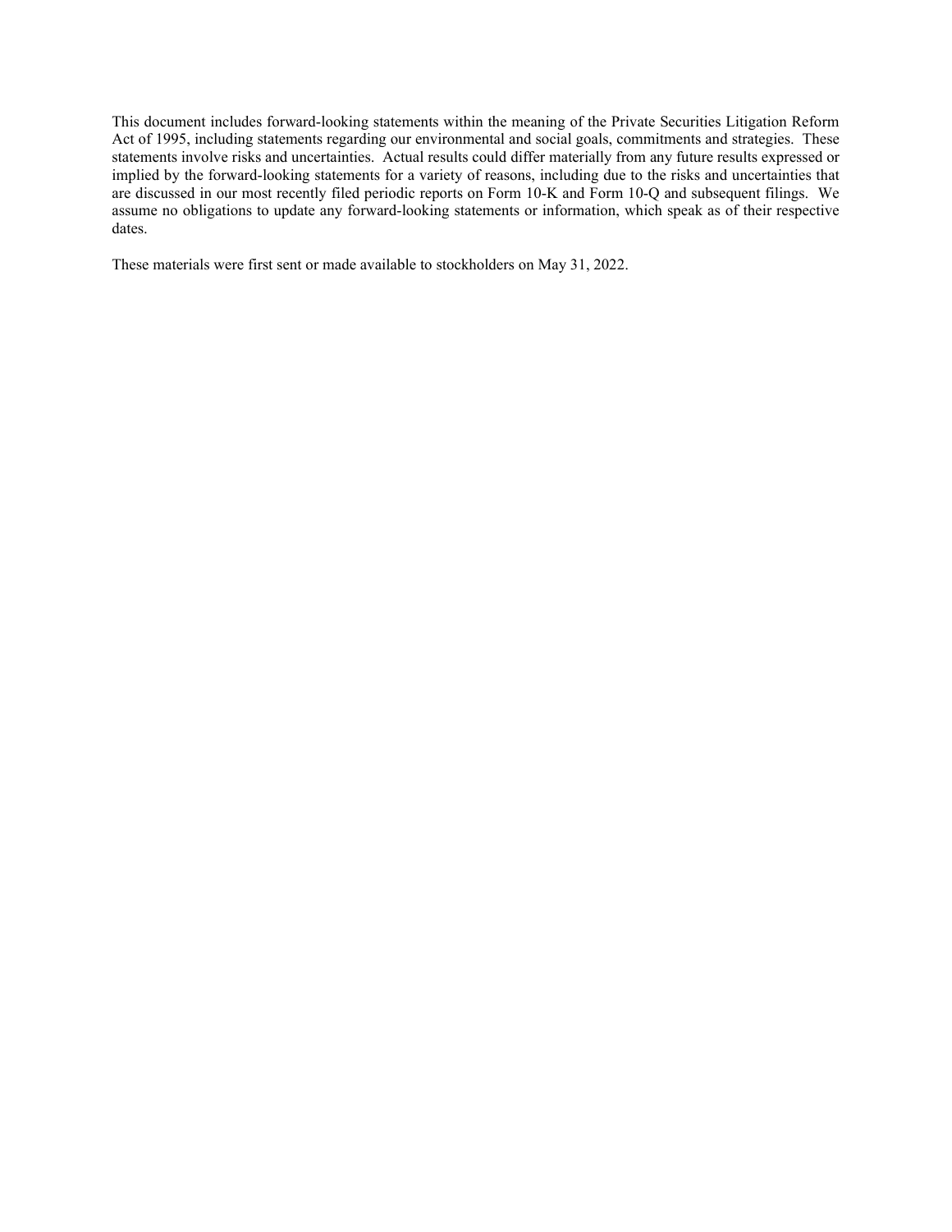This document includes forward-looking statements within the meaning of the Private Securities Litigation Reform Act of 1995, including statements regarding our environmental and social goals, commitments and strategies. These statements involve risks and uncertainties. Actual results could differ materially from any future results expressed or implied by the forward-looking statements for a variety of reasons, including due to the risks and uncertainties that are discussed in our most recently filed periodic reports on Form 10-K and Form 10-Q and subsequent filings. We assume no obligations to update any forward-looking statements or information, which speak as of their respective dates.

These materials were first sent or made available to stockholders on May 31, 2022.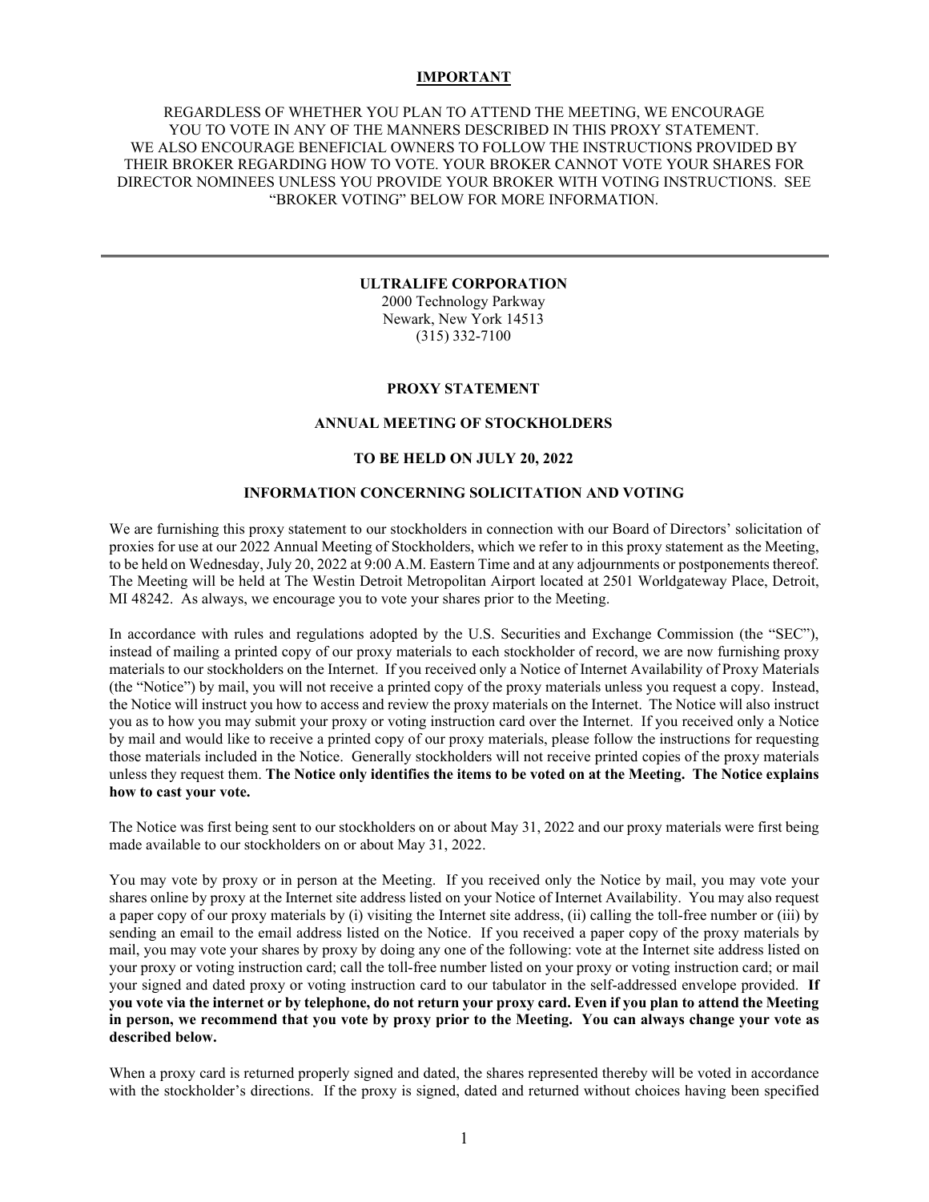**IMPORTANT**

REGARDLESS OF WHETHER YOU PLAN TO ATTEND THE MEETING, WE ENCOURAGE YOU TO VOTE IN ANY OF THE MANNERS DESCRIBED IN THIS PROXY STATEMENT. WE ALSO ENCOURAGE BENEFICIAL OWNERS TO FOLLOW THE INSTRUCTIONS PROVIDED BY THEIR BROKER REGARDING HOW TO VOTE. YOUR BROKER CANNOT VOTE YOUR SHARES FOR DIRECTOR NOMINEES UNLESS YOU PROVIDE YOUR BROKER WITH VOTING INSTRUCTIONS. SEE "BROKER VOTING" BELOW FOR MORE INFORMATION.

---

**ULTRALIFE CORPORATION**
2000 Technology Parkway
Newark, New York 14513
(315) 332-7100

## PROXY STATEMENT

## ANNUAL MEETING OF STOCKHOLDERS

## TO BE HELD ON JULY 20, 2022

## INFORMATION CONCERNING SOLICITATION AND VOTING

We are furnishing this proxy statement to our stockholders in connection with our Board of Directors' solicitation of proxies for use at our 2022 Annual Meeting of Stockholders, which we refer to in this proxy statement as the Meeting, to be held on Wednesday, July 20, 2022 at 9:00 A.M. Eastern Time and at any adjournments or postponements thereof. The Meeting will be held at The Westin Detroit Metropolitan Airport located at 2501 Worldgateway Place, Detroit, MI 48242. As always, we encourage you to vote your shares prior to the Meeting.

In accordance with rules and regulations adopted by the U.S. Securities and Exchange Commission (the "SEC"), instead of mailing a printed copy of our proxy materials to each stockholder of record, we are now furnishing proxy materials to our stockholders on the Internet. If you received only a Notice of Internet Availability of Proxy Materials (the "Notice") by mail, you will not receive a printed copy of the proxy materials unless you request a copy. Instead, the Notice will instruct you how to access and review the proxy materials on the Internet. The Notice will also instruct you as to how you may submit your proxy or voting instruction card over the Internet. If you received only a Notice by mail and would like to receive a printed copy of our proxy materials, please follow the instructions for requesting those materials included in the Notice. Generally stockholders will not receive printed copies of the proxy materials unless they request them. **The Notice only identifies the items to be voted on at the Meeting. The Notice explains how to cast your vote.**

The Notice was first being sent to our stockholders on or about May 31, 2022 and our proxy materials were first being made available to our stockholders on or about May 31, 2022.

You may vote by proxy or in person at the Meeting. If you received only the Notice by mail, you may vote your shares online by proxy at the Internet site address listed on your Notice of Internet Availability. You may also request a paper copy of our proxy materials by (i) visiting the Internet site address, (ii) calling the toll-free number or (iii) by sending an email to the email address listed on the Notice. If you received a paper copy of the proxy materials by mail, you may vote your shares by proxy by doing any one of the following: vote at the Internet site address listed on your proxy or voting instruction card; call the toll-free number listed on your proxy or voting instruction card; or mail your signed and dated proxy or voting instruction card to our tabulator in the self-addressed envelope provided. **If you vote via the internet or by telephone, do not return your proxy card. Even if you plan to attend the Meeting in person, we recommend that you vote by proxy prior to the Meeting. You can always change your vote as described below.**

When a proxy card is returned properly signed and dated, the shares represented thereby will be voted in accordance with the stockholder's directions. If the proxy is signed, dated and returned without choices having been specified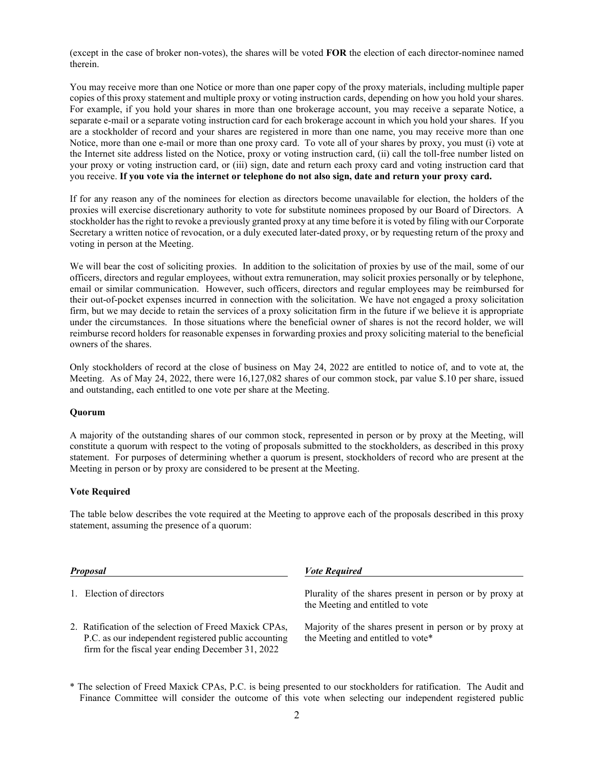(except in the case of broker non-votes), the shares will be voted **FOR** the election of each director-nominee named therein.

You may receive more than one Notice or more than one paper copy of the proxy materials, including multiple paper copies of this proxy statement and multiple proxy or voting instruction cards, depending on how you hold your shares. For example, if you hold your shares in more than one brokerage account, you may receive a separate Notice, a separate e-mail or a separate voting instruction card for each brokerage account in which you hold your shares. If you are a stockholder of record and your shares are registered in more than one name, you may receive more than one Notice, more than one e-mail or more than one proxy card. To vote all of your shares by proxy, you must (i) vote at the Internet site address listed on the Notice, proxy or voting instruction card, (ii) call the toll-free number listed on your proxy or voting instruction card, or (iii) sign, date and return each proxy card and voting instruction card that you receive. **If you vote via the internet or telephone do not also sign, date and return your proxy card.**

If for any reason any of the nominees for election as directors become unavailable for election, the holders of the proxies will exercise discretionary authority to vote for substitute nominees proposed by our Board of Directors. A stockholder has the right to revoke a previously granted proxy at any time before it is voted by filing with our Corporate Secretary a written notice of revocation, or a duly executed later-dated proxy, or by requesting return of the proxy and voting in person at the Meeting.

We will bear the cost of soliciting proxies. In addition to the solicitation of proxies by use of the mail, some of our officers, directors and regular employees, without extra remuneration, may solicit proxies personally or by telephone, email or similar communication. However, such officers, directors and regular employees may be reimbursed for their out-of-pocket expenses incurred in connection with the solicitation. We have not engaged a proxy solicitation firm, but we may decide to retain the services of a proxy solicitation firm in the future if we believe it is appropriate under the circumstances. In those situations where the beneficial owner of shares is not the record holder, we will reimburse record holders for reasonable expenses in forwarding proxies and proxy soliciting material to the beneficial owners of the shares.

Only stockholders of record at the close of business on May 24, 2022 are entitled to notice of, and to vote at, the Meeting. As of May 24, 2022, there were 16,127,082 shares of our common stock, par value $.10 per share, issued and outstanding, each entitled to one vote per share at the Meeting.

**Quorum**

A majority of the outstanding shares of our common stock, represented in person or by proxy at the Meeting, will constitute a quorum with respect to the voting of proposals submitted to the stockholders, as described in this proxy statement. For purposes of determining whether a quorum is present, stockholders of record who are present at the Meeting in person or by proxy are considered to be present at the Meeting.

**Vote Required**

The table below describes the vote required at the Meeting to approve each of the proposals described in this proxy statement, assuming the presence of a quorum:

| ***Proposal*** | ***Vote Required*** |
|---|---|
| 1. Election of directors | Plurality of the shares present in person or by proxy at the Meeting and entitled to vote |
| 2. Ratification of the selection of Freed Maxick CPAs, P.C. as our independent registered public accounting firm for the fiscal year ending December 31, 2022 | Majority of the shares present in person or by proxy at the Meeting and entitled to vote* |

\* The selection of Freed Maxick CPAs, P.C. is being presented to our stockholders for ratification. The Audit and Finance Committee will consider the outcome of this vote when selecting our independent registered public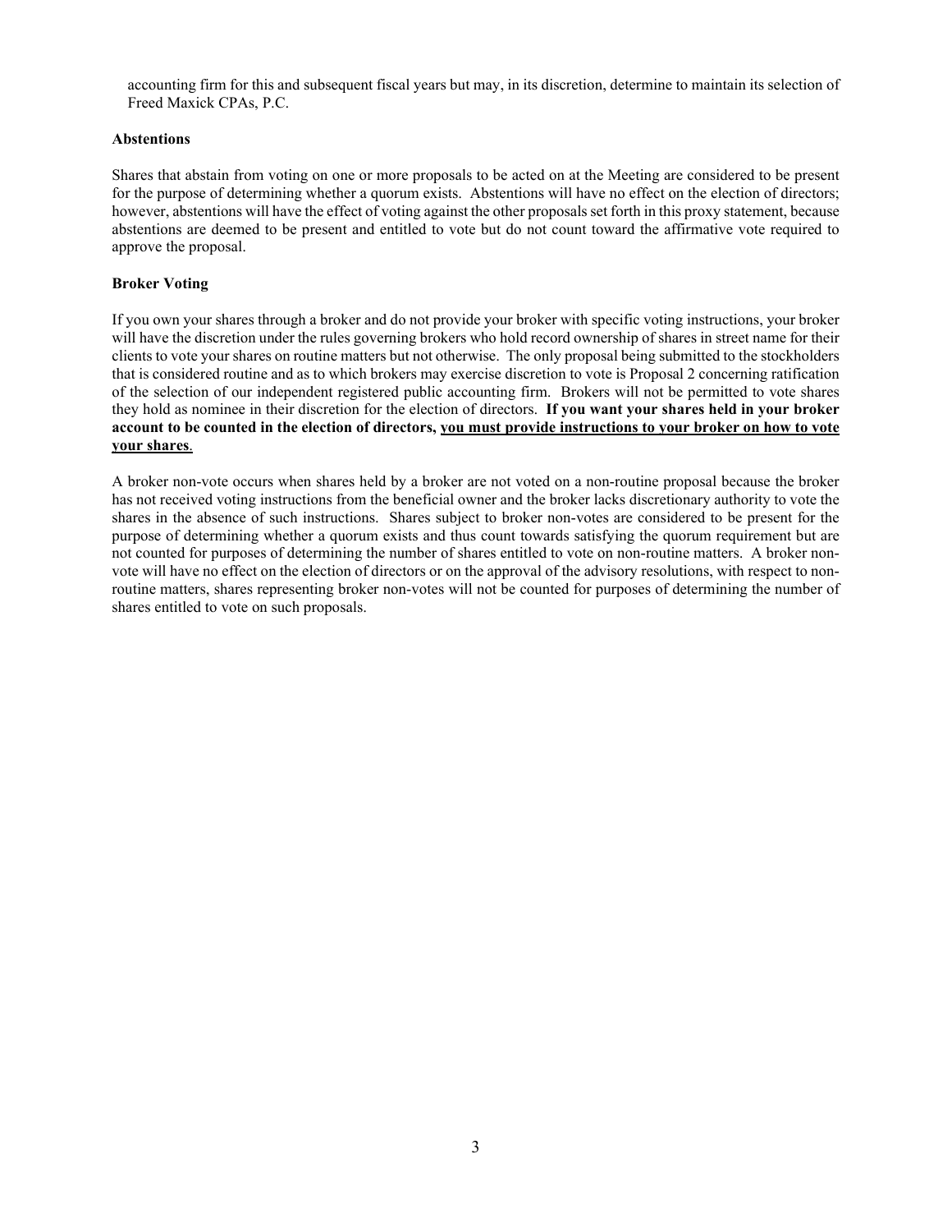accounting firm for this and subsequent fiscal years but may, in its discretion, determine to maintain its selection of Freed Maxick CPAs, P.C.

**Abstentions**

Shares that abstain from voting on one or more proposals to be acted on at the Meeting are considered to be present for the purpose of determining whether a quorum exists. Abstentions will have no effect on the election of directors; however, abstentions will have the effect of voting against the other proposals set forth in this proxy statement, because abstentions are deemed to be present and entitled to vote but do not count toward the affirmative vote required to approve the proposal.

**Broker Voting**

If you own your shares through a broker and do not provide your broker with specific voting instructions, your broker will have the discretion under the rules governing brokers who hold record ownership of shares in street name for their clients to vote your shares on routine matters but not otherwise. The only proposal being submitted to the stockholders that is considered routine and as to which brokers may exercise discretion to vote is Proposal 2 concerning ratification of the selection of our independent registered public accounting firm. Brokers will not be permitted to vote shares they hold as nominee in their discretion for the election of directors. **If you want your shares held in your broker account to be counted in the election of directors, you must provide instructions to your broker on how to vote your shares**.

A broker non-vote occurs when shares held by a broker are not voted on a non-routine proposal because the broker has not received voting instructions from the beneficial owner and the broker lacks discretionary authority to vote the shares in the absence of such instructions. Shares subject to broker non-votes are considered to be present for the purpose of determining whether a quorum exists and thus count towards satisfying the quorum requirement but are not counted for purposes of determining the number of shares entitled to vote on non-routine matters. A broker non-vote will have no effect on the election of directors or on the approval of the advisory resolutions, with respect to non-routine matters, shares representing broker non-votes will not be counted for purposes of determining the number of shares entitled to vote on such proposals.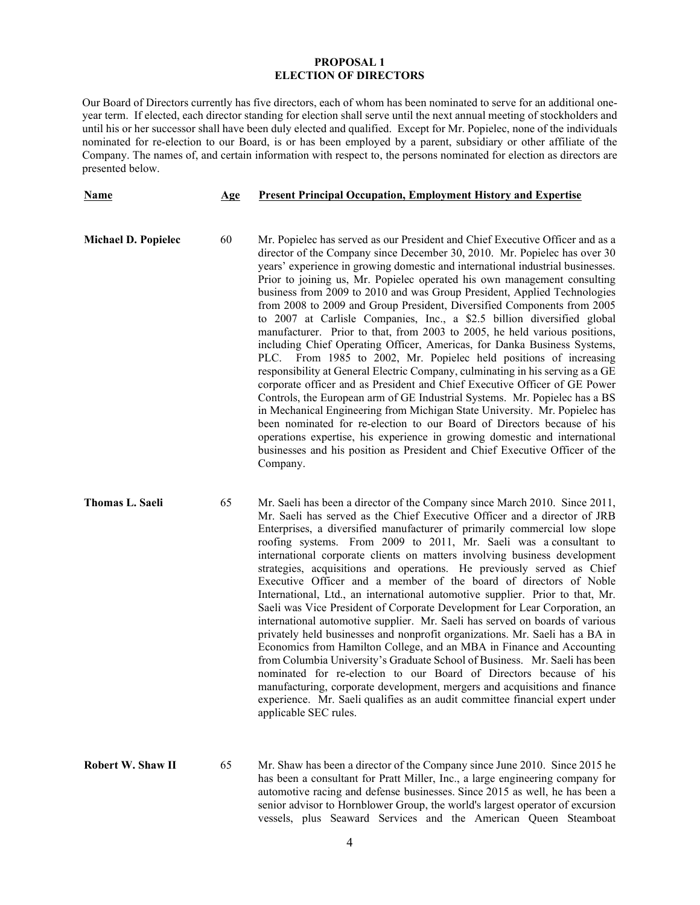## PROPOSAL 1
## ELECTION OF DIRECTORS

Our Board of Directors currently has five directors, each of whom has been nominated to serve for an additional one-year term. If elected, each director standing for election shall serve until the next annual meeting of stockholders and until his or her successor shall have been duly elected and qualified. Except for Mr. Popielec, none of the individuals nominated for re-election to our Board, is or has been employed by a parent, subsidiary or other affiliate of the Company. The names of, and certain information with respect to, the persons nominated for election as directors are presented below.

| Name | Age | Present Principal Occupation, Employment History and Expertise |
|---|---|---|
| **Michael D. Popielec** | 60 | Mr. Popielec has served as our President and Chief Executive Officer and as a director of the Company since December 30, 2010. Mr. Popielec has over 30 years' experience in growing domestic and international industrial businesses. Prior to joining us, Mr. Popielec operated his own management consulting business from 2009 to 2010 and was Group President, Applied Technologies from 2008 to 2009 and Group President, Diversified Components from 2005 to 2007 at Carlisle Companies, Inc., a $2.5 billion diversified global manufacturer. Prior to that, from 2003 to 2005, he held various positions, including Chief Operating Officer, Americas, for Danka Business Systems, PLC. From 1985 to 2002, Mr. Popielec held positions of increasing responsibility at General Electric Company, culminating in his serving as a GE corporate officer and as President and Chief Executive Officer of GE Power Controls, the European arm of GE Industrial Systems. Mr. Popielec has a BS in Mechanical Engineering from Michigan State University. Mr. Popielec has been nominated for re-election to our Board of Directors because of his operations expertise, his experience in growing domestic and international businesses and his position as President and Chief Executive Officer of the Company. |
| **Thomas L. Saeli** | 65 | Mr. Saeli has been a director of the Company since March 2010. Since 2011, Mr. Saeli has served as the Chief Executive Officer and a director of JRB Enterprises, a diversified manufacturer of primarily commercial low slope roofing systems. From 2009 to 2011, Mr. Saeli was a consultant to international corporate clients on matters involving business development strategies, acquisitions and operations. He previously served as Chief Executive Officer and a member of the board of directors of Noble International, Ltd., an international automotive supplier. Prior to that, Mr. Saeli was Vice President of Corporate Development for Lear Corporation, an international automotive supplier. Mr. Saeli has served on boards of various privately held businesses and nonprofit organizations. Mr. Saeli has a BA in Economics from Hamilton College, and an MBA in Finance and Accounting from Columbia University's Graduate School of Business. Mr. Saeli has been nominated for re-election to our Board of Directors because of his manufacturing, corporate development, mergers and acquisitions and finance experience. Mr. Saeli qualifies as an audit committee financial expert under applicable SEC rules. |
| **Robert W. Shaw II** | 65 | Mr. Shaw has been a director of the Company since June 2010. Since 2015 he has been a consultant for Pratt Miller, Inc., a large engineering company for automotive racing and defense businesses. Since 2015 as well, he has been a senior advisor to Hornblower Group, the world's largest operator of excursion vessels, plus Seaward Services and the American Queen Steamboat |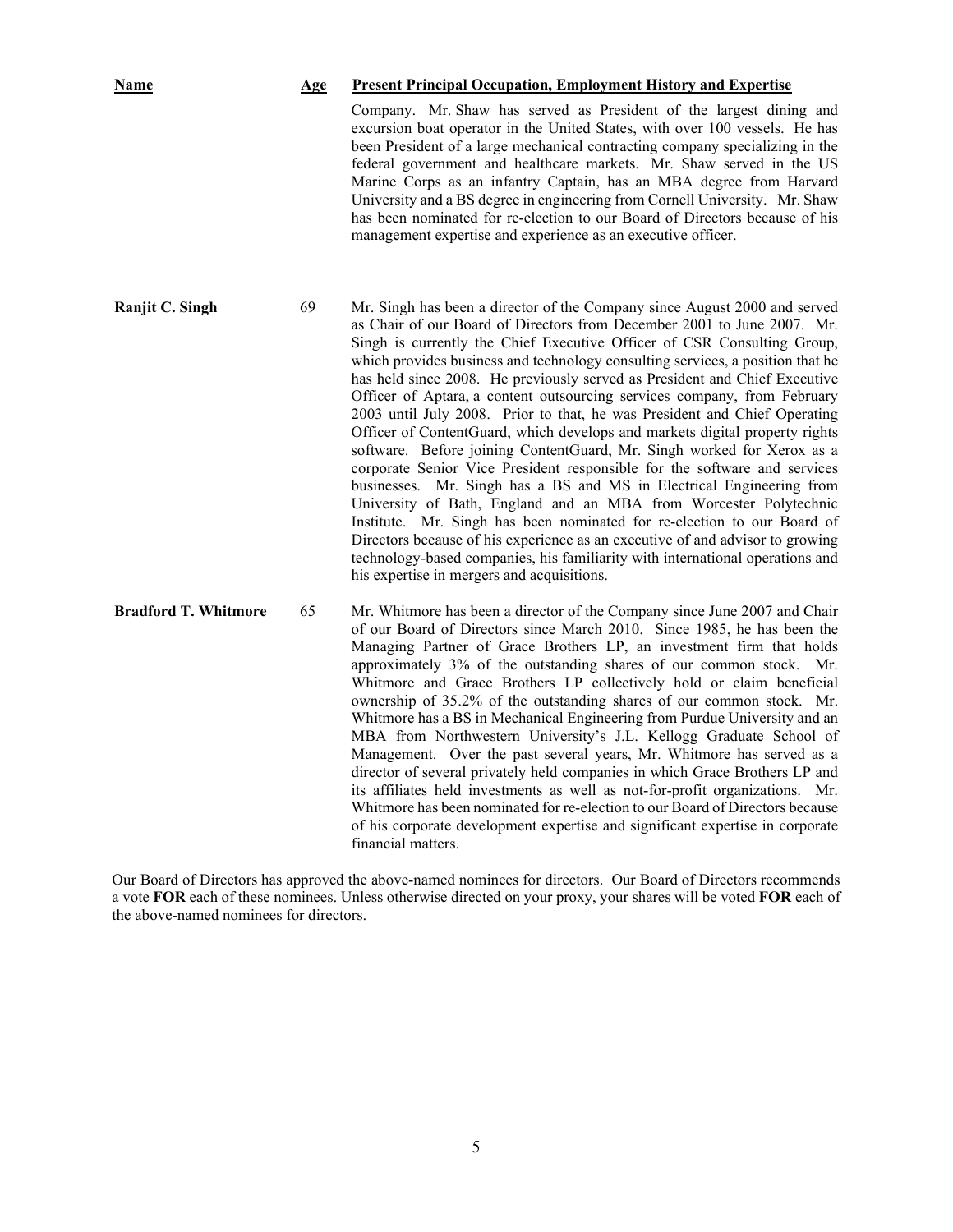| Name | Age | Present Principal Occupation, Employment History and Expertise |
|---|---|---|
| | | Company. Mr. Shaw has served as President of the largest dining and excursion boat operator in the United States, with over 100 vessels. He has been President of a large mechanical contracting company specializing in the federal government and healthcare markets. Mr. Shaw served in the US Marine Corps as an infantry Captain, has an MBA degree from Harvard University and a BS degree in engineering from Cornell University. Mr. Shaw has been nominated for re-election to our Board of Directors because of his management expertise and experience as an executive officer. |
| **Ranjit C. Singh** | 69 | Mr. Singh has been a director of the Company since August 2000 and served as Chair of our Board of Directors from December 2001 to June 2007. Mr. Singh is currently the Chief Executive Officer of CSR Consulting Group, which provides business and technology consulting services, a position that he has held since 2008. He previously served as President and Chief Executive Officer of Aptara, a content outsourcing services company, from February 2003 until July 2008. Prior to that, he was President and Chief Operating Officer of ContentGuard, which develops and markets digital property rights software. Before joining ContentGuard, Mr. Singh worked for Xerox as a corporate Senior Vice President responsible for the software and services businesses. Mr. Singh has a BS and MS in Electrical Engineering from University of Bath, England and an MBA from Worcester Polytechnic Institute. Mr. Singh has been nominated for re-election to our Board of Directors because of his experience as an executive of and advisor to growing technology-based companies, his familiarity with international operations and his expertise in mergers and acquisitions. |
| **Bradford T. Whitmore** | 65 | Mr. Whitmore has been a director of the Company since June 2007 and Chair of our Board of Directors since March 2010. Since 1985, he has been the Managing Partner of Grace Brothers LP, an investment firm that holds approximately 3% of the outstanding shares of our common stock. Mr. Whitmore and Grace Brothers LP collectively hold or claim beneficial ownership of 35.2% of the outstanding shares of our common stock. Mr. Whitmore has a BS in Mechanical Engineering from Purdue University and an MBA from Northwestern University's J.L. Kellogg Graduate School of Management. Over the past several years, Mr. Whitmore has served as a director of several privately held companies in which Grace Brothers LP and its affiliates held investments as well as not-for-profit organizations. Mr. Whitmore has been nominated for re-election to our Board of Directors because of his corporate development expertise and significant expertise in corporate financial matters. |

Our Board of Directors has approved the above-named nominees for directors. Our Board of Directors recommends a vote **FOR** each of these nominees. Unless otherwise directed on your proxy, your shares will be voted **FOR** each of the above-named nominees for directors.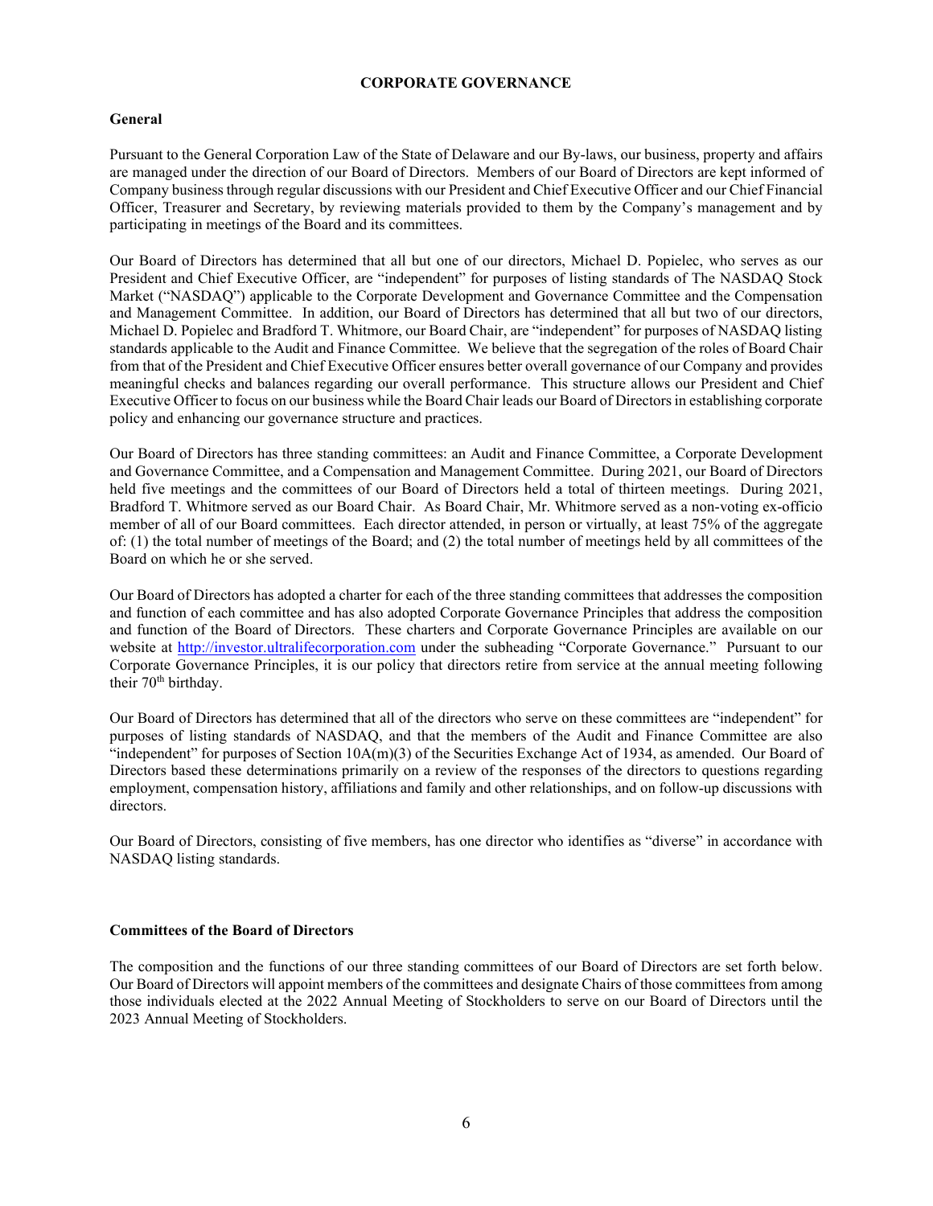## CORPORATE GOVERNANCE

### General

Pursuant to the General Corporation Law of the State of Delaware and our By-laws, our business, property and affairs are managed under the direction of our Board of Directors. Members of our Board of Directors are kept informed of Company business through regular discussions with our President and Chief Executive Officer and our Chief Financial Officer, Treasurer and Secretary, by reviewing materials provided to them by the Company's management and by participating in meetings of the Board and its committees.

Our Board of Directors has determined that all but one of our directors, Michael D. Popielec, who serves as our President and Chief Executive Officer, are "independent" for purposes of listing standards of The NASDAQ Stock Market ("NASDAQ") applicable to the Corporate Development and Governance Committee and the Compensation and Management Committee. In addition, our Board of Directors has determined that all but two of our directors, Michael D. Popielec and Bradford T. Whitmore, our Board Chair, are "independent" for purposes of NASDAQ listing standards applicable to the Audit and Finance Committee. We believe that the segregation of the roles of Board Chair from that of the President and Chief Executive Officer ensures better overall governance of our Company and provides meaningful checks and balances regarding our overall performance. This structure allows our President and Chief Executive Officer to focus on our business while the Board Chair leads our Board of Directors in establishing corporate policy and enhancing our governance structure and practices.

Our Board of Directors has three standing committees: an Audit and Finance Committee, a Corporate Development and Governance Committee, and a Compensation and Management Committee. During 2021, our Board of Directors held five meetings and the committees of our Board of Directors held a total of thirteen meetings. During 2021, Bradford T. Whitmore served as our Board Chair. As Board Chair, Mr. Whitmore served as a non-voting ex-officio member of all of our Board committees. Each director attended, in person or virtually, at least 75% of the aggregate of: (1) the total number of meetings of the Board; and (2) the total number of meetings held by all committees of the Board on which he or she served.

Our Board of Directors has adopted a charter for each of the three standing committees that addresses the composition and function of each committee and has also adopted Corporate Governance Principles that address the composition and function of the Board of Directors. These charters and Corporate Governance Principles are available on our website at http://investor.ultralifecorporation.com under the subheading "Corporate Governance." Pursuant to our Corporate Governance Principles, it is our policy that directors retire from service at the annual meeting following their 70th birthday.

Our Board of Directors has determined that all of the directors who serve on these committees are "independent" for purposes of listing standards of NASDAQ, and that the members of the Audit and Finance Committee are also "independent" for purposes of Section 10A(m)(3) of the Securities Exchange Act of 1934, as amended. Our Board of Directors based these determinations primarily on a review of the responses of the directors to questions regarding employment, compensation history, affiliations and family and other relationships, and on follow-up discussions with directors.

Our Board of Directors, consisting of five members, has one director who identifies as "diverse" in accordance with NASDAQ listing standards.

### Committees of the Board of Directors

The composition and the functions of our three standing committees of our Board of Directors are set forth below. Our Board of Directors will appoint members of the committees and designate Chairs of those committees from among those individuals elected at the 2022 Annual Meeting of Stockholders to serve on our Board of Directors until the 2023 Annual Meeting of Stockholders.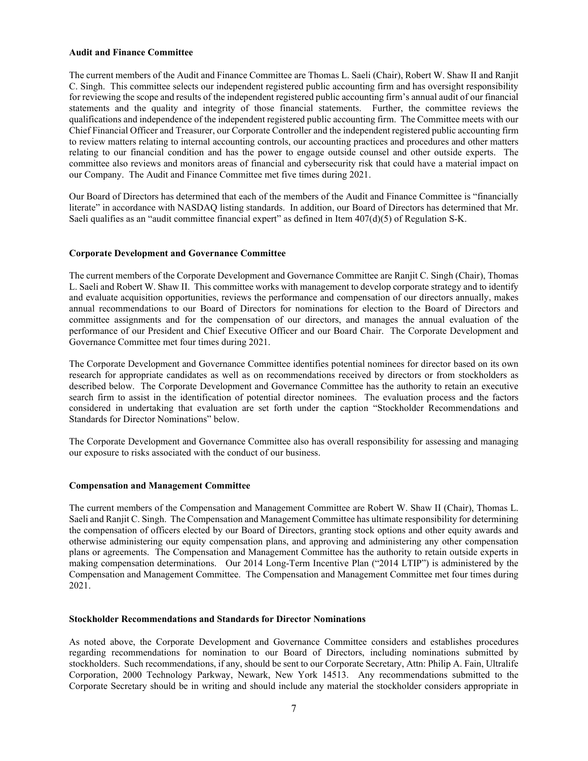**Audit and Finance Committee**

The current members of the Audit and Finance Committee are Thomas L. Saeli (Chair), Robert W. Shaw II and Ranjit C. Singh. This committee selects our independent registered public accounting firm and has oversight responsibility for reviewing the scope and results of the independent registered public accounting firm's annual audit of our financial statements and the quality and integrity of those financial statements. Further, the committee reviews the qualifications and independence of the independent registered public accounting firm. The Committee meets with our Chief Financial Officer and Treasurer, our Corporate Controller and the independent registered public accounting firm to review matters relating to internal accounting controls, our accounting practices and procedures and other matters relating to our financial condition and has the power to engage outside counsel and other outside experts. The committee also reviews and monitors areas of financial and cybersecurity risk that could have a material impact on our Company. The Audit and Finance Committee met five times during 2021.

Our Board of Directors has determined that each of the members of the Audit and Finance Committee is "financially literate" in accordance with NASDAQ listing standards. In addition, our Board of Directors has determined that Mr. Saeli qualifies as an "audit committee financial expert" as defined in Item 407(d)(5) of Regulation S-K.

**Corporate Development and Governance Committee**

The current members of the Corporate Development and Governance Committee are Ranjit C. Singh (Chair), Thomas L. Saeli and Robert W. Shaw II. This committee works with management to develop corporate strategy and to identify and evaluate acquisition opportunities, reviews the performance and compensation of our directors annually, makes annual recommendations to our Board of Directors for nominations for election to the Board of Directors and committee assignments and for the compensation of our directors, and manages the annual evaluation of the performance of our President and Chief Executive Officer and our Board Chair. The Corporate Development and Governance Committee met four times during 2021.

The Corporate Development and Governance Committee identifies potential nominees for director based on its own research for appropriate candidates as well as on recommendations received by directors or from stockholders as described below. The Corporate Development and Governance Committee has the authority to retain an executive search firm to assist in the identification of potential director nominees. The evaluation process and the factors considered in undertaking that evaluation are set forth under the caption "Stockholder Recommendations and Standards for Director Nominations" below.

The Corporate Development and Governance Committee also has overall responsibility for assessing and managing our exposure to risks associated with the conduct of our business.

**Compensation and Management Committee**

The current members of the Compensation and Management Committee are Robert W. Shaw II (Chair), Thomas L. Saeli and Ranjit C. Singh. The Compensation and Management Committee has ultimate responsibility for determining the compensation of officers elected by our Board of Directors, granting stock options and other equity awards and otherwise administering our equity compensation plans, and approving and administering any other compensation plans or agreements. The Compensation and Management Committee has the authority to retain outside experts in making compensation determinations. Our 2014 Long-Term Incentive Plan ("2014 LTIP") is administered by the Compensation and Management Committee. The Compensation and Management Committee met four times during 2021.

**Stockholder Recommendations and Standards for Director Nominations**

As noted above, the Corporate Development and Governance Committee considers and establishes procedures regarding recommendations for nomination to our Board of Directors, including nominations submitted by stockholders. Such recommendations, if any, should be sent to our Corporate Secretary, Attn: Philip A. Fain, Ultralife Corporation, 2000 Technology Parkway, Newark, New York 14513. Any recommendations submitted to the Corporate Secretary should be in writing and should include any material the stockholder considers appropriate in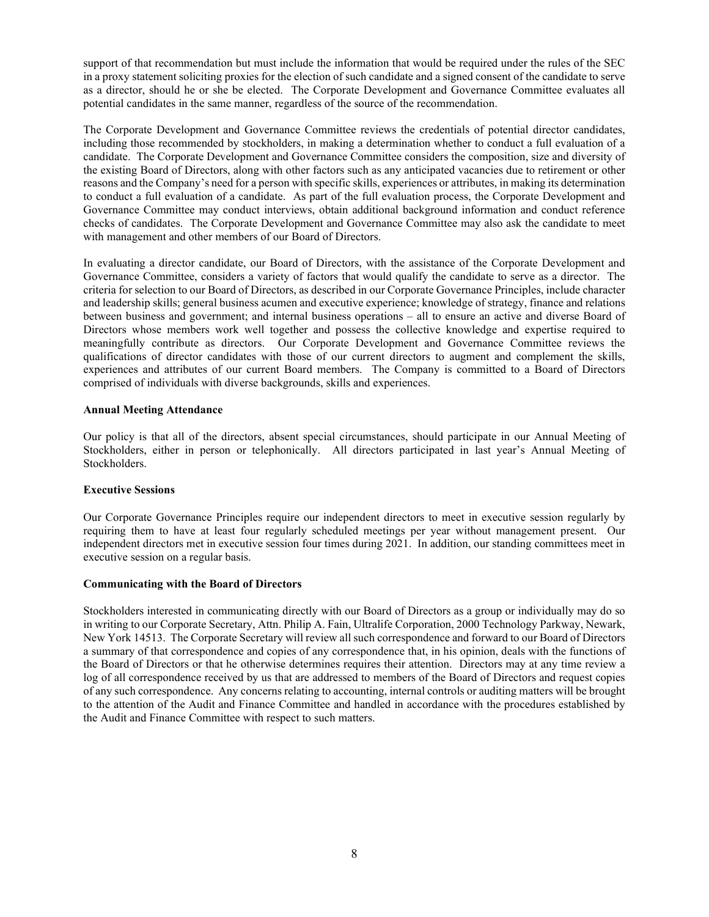support of that recommendation but must include the information that would be required under the rules of the SEC in a proxy statement soliciting proxies for the election of such candidate and a signed consent of the candidate to serve as a director, should he or she be elected. The Corporate Development and Governance Committee evaluates all potential candidates in the same manner, regardless of the source of the recommendation.

The Corporate Development and Governance Committee reviews the credentials of potential director candidates, including those recommended by stockholders, in making a determination whether to conduct a full evaluation of a candidate. The Corporate Development and Governance Committee considers the composition, size and diversity of the existing Board of Directors, along with other factors such as any anticipated vacancies due to retirement or other reasons and the Company's need for a person with specific skills, experiences or attributes, in making its determination to conduct a full evaluation of a candidate. As part of the full evaluation process, the Corporate Development and Governance Committee may conduct interviews, obtain additional background information and conduct reference checks of candidates. The Corporate Development and Governance Committee may also ask the candidate to meet with management and other members of our Board of Directors.

In evaluating a director candidate, our Board of Directors, with the assistance of the Corporate Development and Governance Committee, considers a variety of factors that would qualify the candidate to serve as a director. The criteria for selection to our Board of Directors, as described in our Corporate Governance Principles, include character and leadership skills; general business acumen and executive experience; knowledge of strategy, finance and relations between business and government; and internal business operations – all to ensure an active and diverse Board of Directors whose members work well together and possess the collective knowledge and expertise required to meaningfully contribute as directors. Our Corporate Development and Governance Committee reviews the qualifications of director candidates with those of our current directors to augment and complement the skills, experiences and attributes of our current Board members. The Company is committed to a Board of Directors comprised of individuals with diverse backgrounds, skills and experiences.

**Annual Meeting Attendance**

Our policy is that all of the directors, absent special circumstances, should participate in our Annual Meeting of Stockholders, either in person or telephonically. All directors participated in last year's Annual Meeting of Stockholders.

**Executive Sessions**

Our Corporate Governance Principles require our independent directors to meet in executive session regularly by requiring them to have at least four regularly scheduled meetings per year without management present. Our independent directors met in executive session four times during 2021. In addition, our standing committees meet in executive session on a regular basis.

**Communicating with the Board of Directors**

Stockholders interested in communicating directly with our Board of Directors as a group or individually may do so in writing to our Corporate Secretary, Attn. Philip A. Fain, Ultralife Corporation, 2000 Technology Parkway, Newark, New York 14513. The Corporate Secretary will review all such correspondence and forward to our Board of Directors a summary of that correspondence and copies of any correspondence that, in his opinion, deals with the functions of the Board of Directors or that he otherwise determines requires their attention. Directors may at any time review a log of all correspondence received by us that are addressed to members of the Board of Directors and request copies of any such correspondence. Any concerns relating to accounting, internal controls or auditing matters will be brought to the attention of the Audit and Finance Committee and handled in accordance with the procedures established by the Audit and Finance Committee with respect to such matters.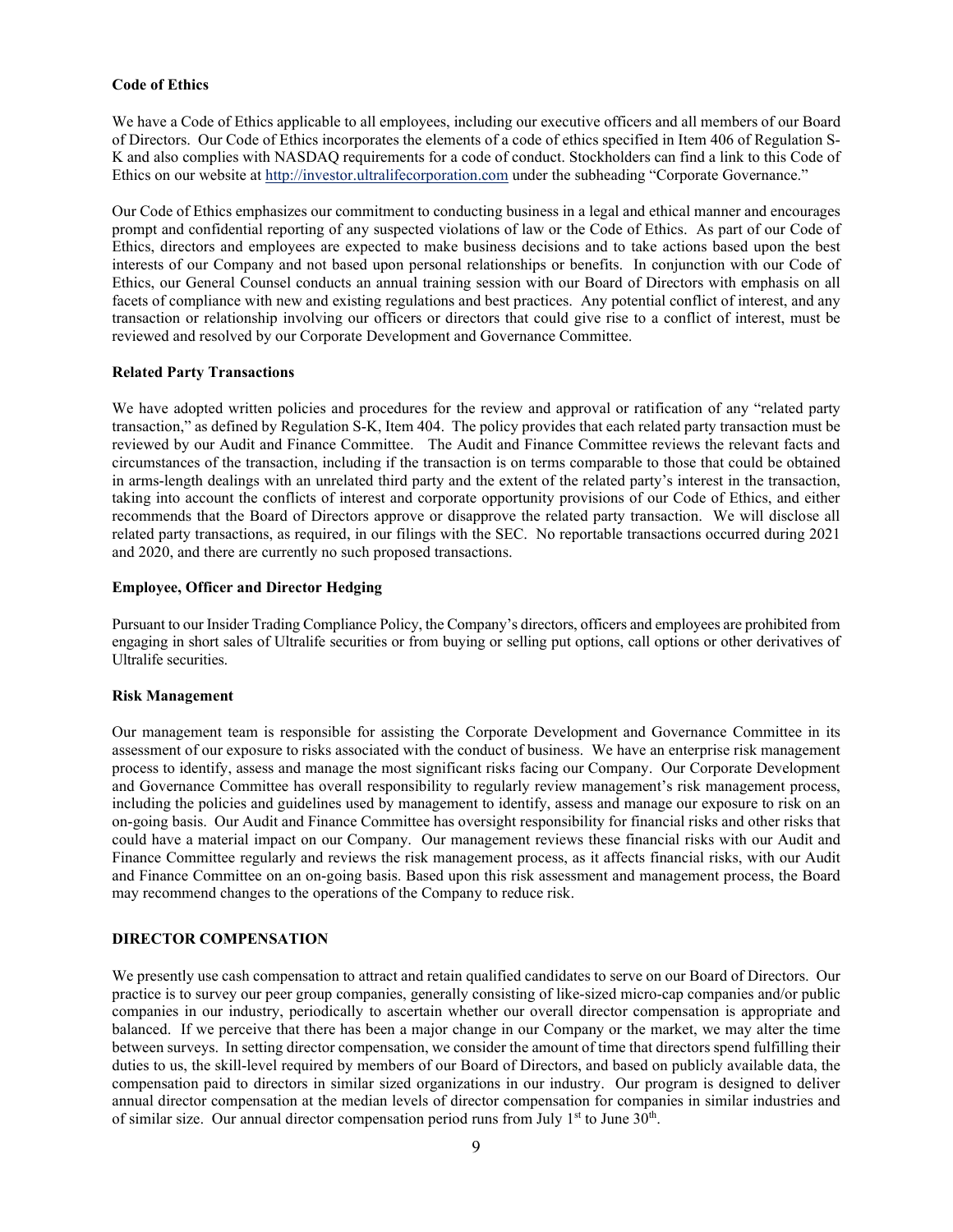**Code of Ethics**

We have a Code of Ethics applicable to all employees, including our executive officers and all members of our Board of Directors. Our Code of Ethics incorporates the elements of a code of ethics specified in Item 406 of Regulation S-K and also complies with NASDAQ requirements for a code of conduct. Stockholders can find a link to this Code of Ethics on our website at http://investor.ultralifecorporation.com under the subheading "Corporate Governance."

Our Code of Ethics emphasizes our commitment to conducting business in a legal and ethical manner and encourages prompt and confidential reporting of any suspected violations of law or the Code of Ethics. As part of our Code of Ethics, directors and employees are expected to make business decisions and to take actions based upon the best interests of our Company and not based upon personal relationships or benefits. In conjunction with our Code of Ethics, our General Counsel conducts an annual training session with our Board of Directors with emphasis on all facets of compliance with new and existing regulations and best practices. Any potential conflict of interest, and any transaction or relationship involving our officers or directors that could give rise to a conflict of interest, must be reviewed and resolved by our Corporate Development and Governance Committee.

**Related Party Transactions**

We have adopted written policies and procedures for the review and approval or ratification of any "related party transaction," as defined by Regulation S-K, Item 404. The policy provides that each related party transaction must be reviewed by our Audit and Finance Committee. The Audit and Finance Committee reviews the relevant facts and circumstances of the transaction, including if the transaction is on terms comparable to those that could be obtained in arms-length dealings with an unrelated third party and the extent of the related party's interest in the transaction, taking into account the conflicts of interest and corporate opportunity provisions of our Code of Ethics, and either recommends that the Board of Directors approve or disapprove the related party transaction. We will disclose all related party transactions, as required, in our filings with the SEC. No reportable transactions occurred during 2021 and 2020, and there are currently no such proposed transactions.

**Employee, Officer and Director Hedging**

Pursuant to our Insider Trading Compliance Policy, the Company's directors, officers and employees are prohibited from engaging in short sales of Ultralife securities or from buying or selling put options, call options or other derivatives of Ultralife securities.

**Risk Management**

Our management team is responsible for assisting the Corporate Development and Governance Committee in its assessment of our exposure to risks associated with the conduct of business. We have an enterprise risk management process to identify, assess and manage the most significant risks facing our Company. Our Corporate Development and Governance Committee has overall responsibility to regularly review management's risk management process, including the policies and guidelines used by management to identify, assess and manage our exposure to risk on an on-going basis. Our Audit and Finance Committee has oversight responsibility for financial risks and other risks that could have a material impact on our Company. Our management reviews these financial risks with our Audit and Finance Committee regularly and reviews the risk management process, as it affects financial risks, with our Audit and Finance Committee on an on-going basis. Based upon this risk assessment and management process, the Board may recommend changes to the operations of the Company to reduce risk.

## DIRECTOR COMPENSATION

We presently use cash compensation to attract and retain qualified candidates to serve on our Board of Directors. Our practice is to survey our peer group companies, generally consisting of like-sized micro-cap companies and/or public companies in our industry, periodically to ascertain whether our overall director compensation is appropriate and balanced. If we perceive that there has been a major change in our Company or the market, we may alter the time between surveys. In setting director compensation, we consider the amount of time that directors spend fulfilling their duties to us, the skill-level required by members of our Board of Directors, and based on publicly available data, the compensation paid to directors in similar sized organizations in our industry. Our program is designed to deliver annual director compensation at the median levels of director compensation for companies in similar industries and of similar size. Our annual director compensation period runs from July 1st to June 30th.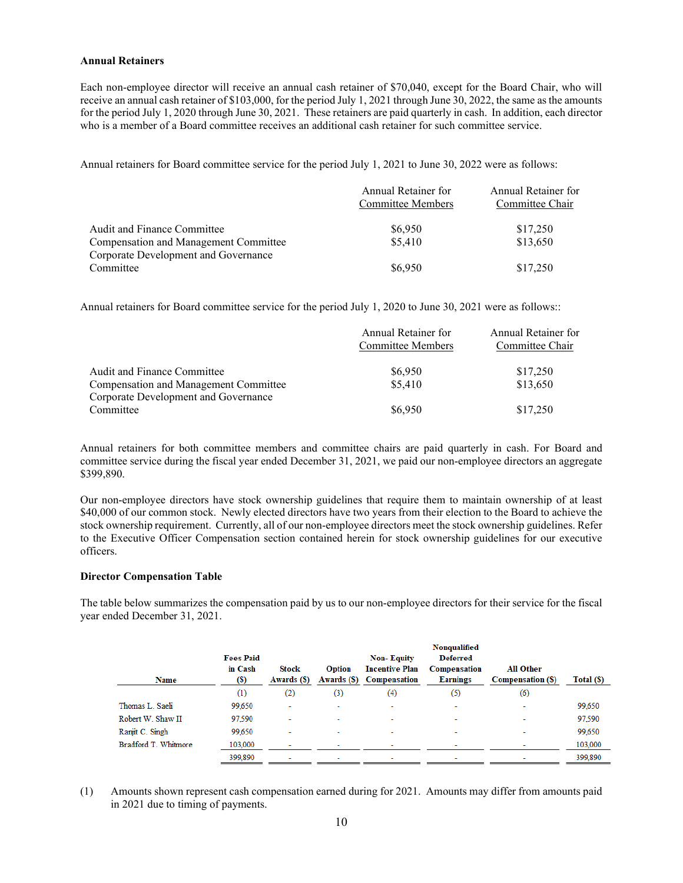**Annual Retainers**

Each non-employee director will receive an annual cash retainer of $70,040, except for the Board Chair, who will receive an annual cash retainer of $103,000, for the period July 1, 2021 through June 30, 2022, the same as the amounts for the period July 1, 2020 through June 30, 2021. These retainers are paid quarterly in cash. In addition, each director who is a member of a Board committee receives an additional cash retainer for such committee service.

Annual retainers for Board committee service for the period July 1, 2021 to June 30, 2022 were as follows:

| | Annual Retainer for Committee Members | Annual Retainer for Committee Chair |
|---|---|---|
| Audit and Finance Committee | $6,950 | $17,250 |
| Compensation and Management Committee | $5,410 | $13,650 |
| Corporate Development and Governance Committee | $6,950 | $17,250 |

Annual retainers for Board committee service for the period July 1, 2020 to June 30, 2021 were as follows::

| | Annual Retainer for Committee Members | Annual Retainer for Committee Chair |
|---|---|---|
| Audit and Finance Committee | $6,950 | $17,250 |
| Compensation and Management Committee | $5,410 | $13,650 |
| Corporate Development and Governance Committee | $6,950 | $17,250 |

Annual retainers for both committee members and committee chairs are paid quarterly in cash. For Board and committee service during the fiscal year ended December 31, 2021, we paid our non-employee directors an aggregate $399,890.

Our non-employee directors have stock ownership guidelines that require them to maintain ownership of at least $40,000 of our common stock. Newly elected directors have two years from their election to the Board to achieve the stock ownership requirement. Currently, all of our non-employee directors meet the stock ownership guidelines. Refer to the Executive Officer Compensation section contained herein for stock ownership guidelines for our executive officers.

**Director Compensation Table**

The table below summarizes the compensation paid by us to our non-employee directors for their service for the fiscal year ended December 31, 2021.

| Name | Fees Paid in Cash ($) | Stock Awards ($) | Option Awards ($) | Non- Equity Incentive Plan Compensation | Nonqualified Deferred Compensation Earnings | All Other Compensation ($) | Total ($) |
|---|---|---|---|---|---|---|---|
| | (1) | (2) | (3) | (4) | (5) | (6) | |
| Thomas L. Saeli | 99,650 | - | - | - | - | - | 99,650 |
| Robert W. Shaw II | 97,590 | - | - | - | - | - | 97,590 |
| Ranjit C. Singh | 99,650 | - | - | - | - | - | 99,650 |
| Bradford T. Whitmore | 103,000 | - | - | - | - | - | 103,000 |
| | 399,890 | - | - | - | - | - | 399,890 |

(1) Amounts shown represent cash compensation earned during for 2021. Amounts may differ from amounts paid in 2021 due to timing of payments.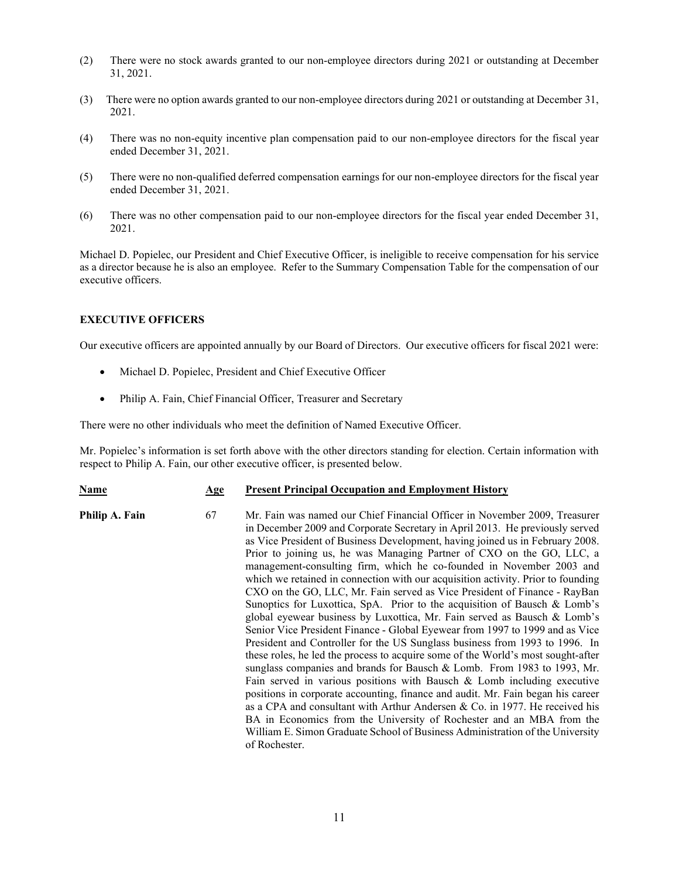(2) There were no stock awards granted to our non-employee directors during 2021 or outstanding at December 31, 2021.

(3) There were no option awards granted to our non-employee directors during 2021 or outstanding at December 31, 2021.

(4) There was no non-equity incentive plan compensation paid to our non-employee directors for the fiscal year ended December 31, 2021.

(5) There were no non-qualified deferred compensation earnings for our non-employee directors for the fiscal year ended December 31, 2021.

(6) There was no other compensation paid to our non-employee directors for the fiscal year ended December 31, 2021.

Michael D. Popielec, our President and Chief Executive Officer, is ineligible to receive compensation for his service as a director because he is also an employee. Refer to the Summary Compensation Table for the compensation of our executive officers.

## EXECUTIVE OFFICERS

Our executive officers are appointed annually by our Board of Directors. Our executive officers for fiscal 2021 were:

- Michael D. Popielec, President and Chief Executive Officer
- Philip A. Fain, Chief Financial Officer, Treasurer and Secretary

There were no other individuals who meet the definition of Named Executive Officer.

Mr. Popielec's information is set forth above with the other directors standing for election. Certain information with respect to Philip A. Fain, our other executive officer, is presented below.

| Name | Age | Present Principal Occupation and Employment History |
|---|---|---|
| **Philip A. Fain** | 67 | Mr. Fain was named our Chief Financial Officer in November 2009, Treasurer in December 2009 and Corporate Secretary in April 2013. He previously served as Vice President of Business Development, having joined us in February 2008. Prior to joining us, he was Managing Partner of CXO on the GO, LLC, a management-consulting firm, which he co-founded in November 2003 and which we retained in connection with our acquisition activity. Prior to founding CXO on the GO, LLC, Mr. Fain served as Vice President of Finance - RayBan Sunoptics for Luxottica, SpA. Prior to the acquisition of Bausch & Lomb's global eyewear business by Luxottica, Mr. Fain served as Bausch & Lomb's Senior Vice President Finance - Global Eyewear from 1997 to 1999 and as Vice President and Controller for the US Sunglass business from 1993 to 1996. In these roles, he led the process to acquire some of the World's most sought-after sunglass companies and brands for Bausch & Lomb. From 1983 to 1993, Mr. Fain served in various positions with Bausch & Lomb including executive positions in corporate accounting, finance and audit. Mr. Fain began his career as a CPA and consultant with Arthur Andersen & Co. in 1977. He received his BA in Economics from the University of Rochester and an MBA from the William E. Simon Graduate School of Business Administration of the University of Rochester. |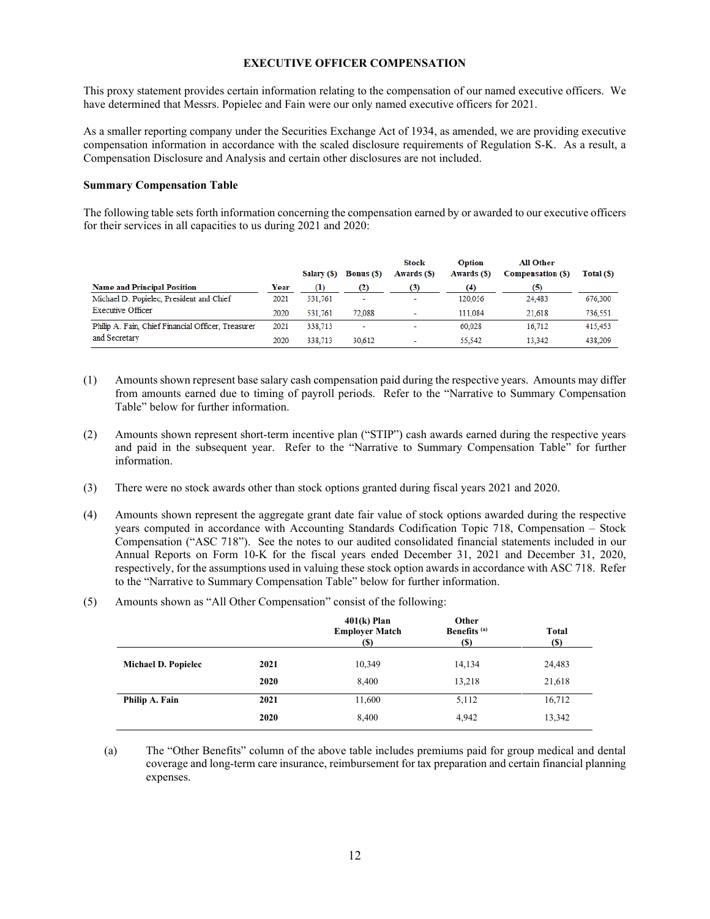**EXECUTIVE OFFICER COMPENSATION**

This proxy statement provides certain information relating to the compensation of our named executive officers. We have determined that Messrs. Popielec and Fain were our only named executive officers for 2021.

As a smaller reporting company under the Securities Exchange Act of 1934, as amended, we are providing executive compensation information in accordance with the scaled disclosure requirements of Regulation S-K. As a result, a Compensation Disclosure and Analysis and certain other disclosures are not included.

### Summary Compensation Table

The following table sets forth information concerning the compensation earned by or awarded to our executive officers for their services in all capacities to us during 2021 and 2020:

| Name and Principal Position | Year | Salary ($) (1) | Bonus ($) (2) | Stock Awards ($) (3) | Option Awards ($) (4) | All Other Compensation ($) (5) | Total ($) |
|---|---|---|---|---|---|---|---|
| Michael D. Popielec, President and Chief Executive Officer | 2021 | 531,761 | - | - | 120,056 | 24,483 | 676,300 |
| | 2020 | 531,761 | 72,088 | - | 111,084 | 21,618 | 736,551 |
| Philip A. Fain, Chief Financial Officer, Treasurer and Secretary | 2021 | 338,713 | - | - | 60,028 | 16,712 | 415,453 |
| | 2020 | 338,713 | 30,612 | - | 55,542 | 13,342 | 438,209 |

(1) Amounts shown represent base salary cash compensation paid during the respective years. Amounts may differ from amounts earned due to timing of payroll periods. Refer to the "Narrative to Summary Compensation Table" below for further information.

(2) Amounts shown represent short-term incentive plan ("STIP") cash awards earned during the respective years and paid in the subsequent year. Refer to the "Narrative to Summary Compensation Table" for further information.

(3) There were no stock awards other than stock options granted during fiscal years 2021 and 2020.

(4) Amounts shown represent the aggregate grant date fair value of stock options awarded during the respective years computed in accordance with Accounting Standards Codification Topic 718, Compensation – Stock Compensation ("ASC 718"). See the notes to our audited consolidated financial statements included in our Annual Reports on Form 10-K for the fiscal years ended December 31, 2021 and December 31, 2020, respectively, for the assumptions used in valuing these stock option awards in accordance with ASC 718. Refer to the "Narrative to Summary Compensation Table" below for further information.

(5) Amounts shown as "All Other Compensation" consist of the following:

| | | 401(k) Plan Employer Match ($) | Other Benefits [(a)] ($) | Total ($) |
|---|---|---|---|---|
| **Michael D. Popielec** | **2021** | 10,349 | 14,134 | 24,483 |
| | **2020** | 8,400 | 13,218 | 21,618 |
| **Philip A. Fain** | **2021** | 11,600 | 5,112 | 16,712 |
| | **2020** | 8,400 | 4,942 | 13,342 |

(a) The "Other Benefits" column of the above table includes premiums paid for group medical and dental coverage and long-term care insurance, reimbursement for tax preparation and certain financial planning expenses.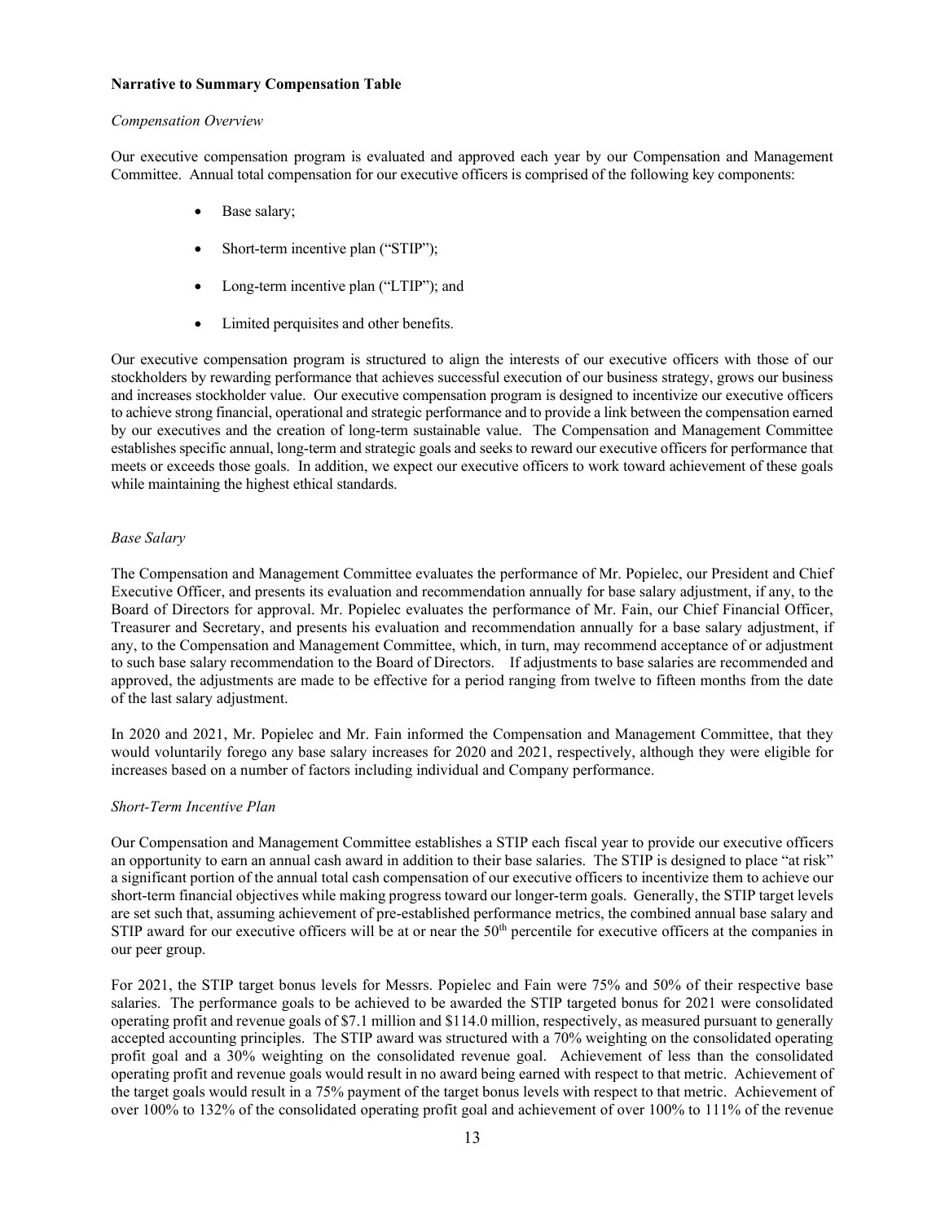**Narrative to Summary Compensation Table**

*Compensation Overview*

Our executive compensation program is evaluated and approved each year by our Compensation and Management Committee. Annual total compensation for our executive officers is comprised of the following key components:

- Base salary;
- Short-term incentive plan ("STIP");
- Long-term incentive plan ("LTIP"); and
- Limited perquisites and other benefits.

Our executive compensation program is structured to align the interests of our executive officers with those of our stockholders by rewarding performance that achieves successful execution of our business strategy, grows our business and increases stockholder value. Our executive compensation program is designed to incentivize our executive officers to achieve strong financial, operational and strategic performance and to provide a link between the compensation earned by our executives and the creation of long-term sustainable value. The Compensation and Management Committee establishes specific annual, long-term and strategic goals and seeks to reward our executive officers for performance that meets or exceeds those goals. In addition, we expect our executive officers to work toward achievement of these goals while maintaining the highest ethical standards.

*Base Salary*

The Compensation and Management Committee evaluates the performance of Mr. Popielec, our President and Chief Executive Officer, and presents its evaluation and recommendation annually for base salary adjustment, if any, to the Board of Directors for approval. Mr. Popielec evaluates the performance of Mr. Fain, our Chief Financial Officer, Treasurer and Secretary, and presents his evaluation and recommendation annually for a base salary adjustment, if any, to the Compensation and Management Committee, which, in turn, may recommend acceptance of or adjustment to such base salary recommendation to the Board of Directors. If adjustments to base salaries are recommended and approved, the adjustments are made to be effective for a period ranging from twelve to fifteen months from the date of the last salary adjustment.

In 2020 and 2021, Mr. Popielec and Mr. Fain informed the Compensation and Management Committee, that they would voluntarily forego any base salary increases for 2020 and 2021, respectively, although they were eligible for increases based on a number of factors including individual and Company performance.

*Short-Term Incentive Plan*

Our Compensation and Management Committee establishes a STIP each fiscal year to provide our executive officers an opportunity to earn an annual cash award in addition to their base salaries. The STIP is designed to place "at risk" a significant portion of the annual total cash compensation of our executive officers to incentivize them to achieve our short-term financial objectives while making progress toward our longer-term goals. Generally, the STIP target levels are set such that, assuming achievement of pre-established performance metrics, the combined annual base salary and STIP award for our executive officers will be at or near the 50th percentile for executive officers at the companies in our peer group.

For 2021, the STIP target bonus levels for Messrs. Popielec and Fain were 75% and 50% of their respective base salaries. The performance goals to be achieved to be awarded the STIP targeted bonus for 2021 were consolidated operating profit and revenue goals of $7.1 million and $114.0 million, respectively, as measured pursuant to generally accepted accounting principles. The STIP award was structured with a 70% weighting on the consolidated operating profit goal and a 30% weighting on the consolidated revenue goal. Achievement of less than the consolidated operating profit and revenue goals would result in no award being earned with respect to that metric. Achievement of the target goals would result in a 75% payment of the target bonus levels with respect to that metric. Achievement of over 100% to 132% of the consolidated operating profit goal and achievement of over 100% to 111% of the revenue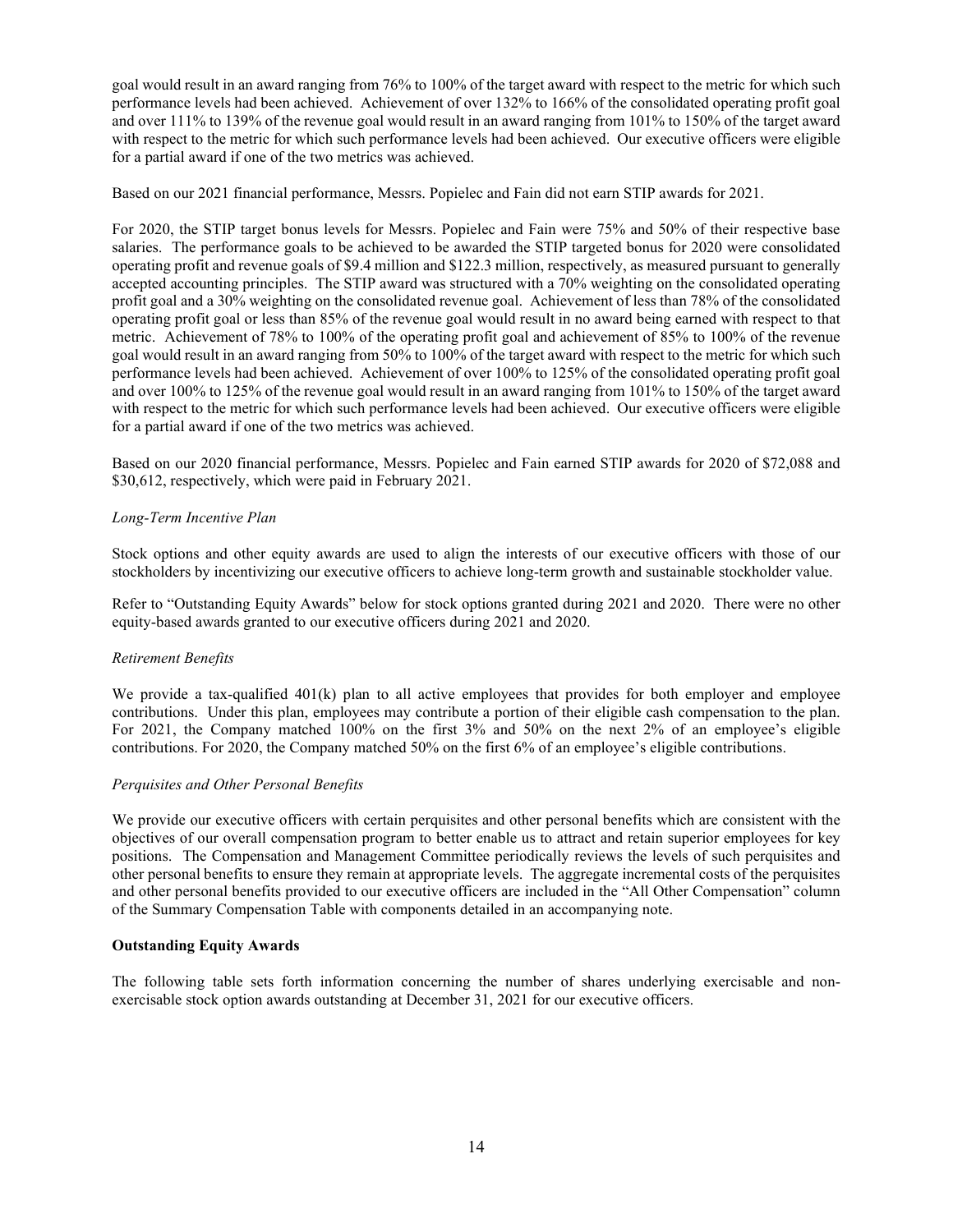goal would result in an award ranging from 76% to 100% of the target award with respect to the metric for which such performance levels had been achieved. Achievement of over 132% to 166% of the consolidated operating profit goal and over 111% to 139% of the revenue goal would result in an award ranging from 101% to 150% of the target award with respect to the metric for which such performance levels had been achieved. Our executive officers were eligible for a partial award if one of the two metrics was achieved.

Based on our 2021 financial performance, Messrs. Popielec and Fain did not earn STIP awards for 2021.

For 2020, the STIP target bonus levels for Messrs. Popielec and Fain were 75% and 50% of their respective base salaries. The performance goals to be achieved to be awarded the STIP targeted bonus for 2020 were consolidated operating profit and revenue goals of $9.4 million and $122.3 million, respectively, as measured pursuant to generally accepted accounting principles. The STIP award was structured with a 70% weighting on the consolidated operating profit goal and a 30% weighting on the consolidated revenue goal. Achievement of less than 78% of the consolidated operating profit goal or less than 85% of the revenue goal would result in no award being earned with respect to that metric. Achievement of 78% to 100% of the operating profit goal and achievement of 85% to 100% of the revenue goal would result in an award ranging from 50% to 100% of the target award with respect to the metric for which such performance levels had been achieved. Achievement of over 100% to 125% of the consolidated operating profit goal and over 100% to 125% of the revenue goal would result in an award ranging from 101% to 150% of the target award with respect to the metric for which such performance levels had been achieved. Our executive officers were eligible for a partial award if one of the two metrics was achieved.

Based on our 2020 financial performance, Messrs. Popielec and Fain earned STIP awards for 2020 of $72,088 and $30,612, respectively, which were paid in February 2021.

*Long-Term Incentive Plan*

Stock options and other equity awards are used to align the interests of our executive officers with those of our stockholders by incentivizing our executive officers to achieve long-term growth and sustainable stockholder value.

Refer to "Outstanding Equity Awards" below for stock options granted during 2021 and 2020. There were no other equity-based awards granted to our executive officers during 2021 and 2020.

*Retirement Benefits*

We provide a tax-qualified 401(k) plan to all active employees that provides for both employer and employee contributions. Under this plan, employees may contribute a portion of their eligible cash compensation to the plan. For 2021, the Company matched 100% on the first 3% and 50% on the next 2% of an employee's eligible contributions. For 2020, the Company matched 50% on the first 6% of an employee's eligible contributions.

*Perquisites and Other Personal Benefits*

We provide our executive officers with certain perquisites and other personal benefits which are consistent with the objectives of our overall compensation program to better enable us to attract and retain superior employees for key positions. The Compensation and Management Committee periodically reviews the levels of such perquisites and other personal benefits to ensure they remain at appropriate levels. The aggregate incremental costs of the perquisites and other personal benefits provided to our executive officers are included in the "All Other Compensation" column of the Summary Compensation Table with components detailed in an accompanying note.

**Outstanding Equity Awards**

The following table sets forth information concerning the number of shares underlying exercisable and non-exercisable stock option awards outstanding at December 31, 2021 for our executive officers.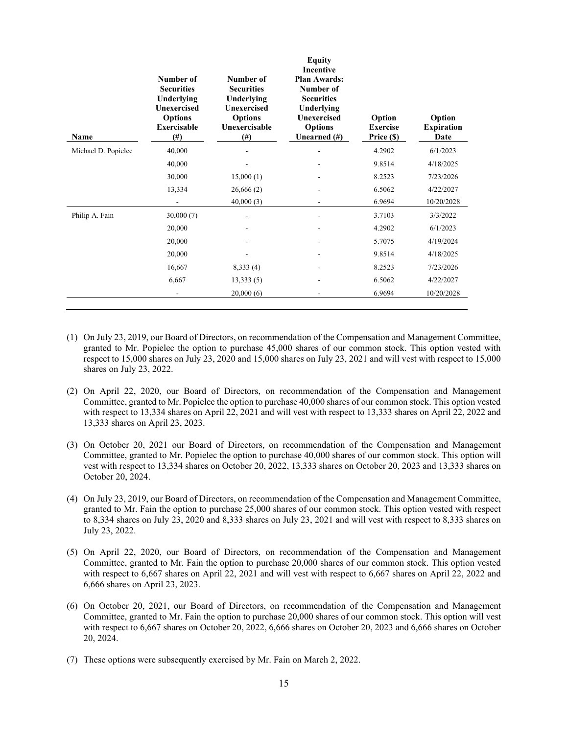| Name | Number of Securities Underlying Unexercised Options Exercisable (#) | Number of Securities Underlying Unexercised Options Unexercisable (#) | Equity Incentive Plan Awards: Number of Securities Underlying Unexercised Options Unearned (#) | Option Exercise Price ($) | Option Expiration Date |
|---|---|---|---|---|---|
| Michael D. Popielec | 40,000 | - | - | 4.2902 | 6/1/2023 |
| | 40,000 | - | - | 9.8514 | 4/18/2025 |
| | 30,000 | 15,000 (1) | - | 8.2523 | 7/23/2026 |
| | 13,334 | 26,666 (2) | - | 6.5062 | 4/22/2027 |
| | - | 40,000 (3) | - | 6.9694 | 10/20/2028 |
| Philip A. Fain | 30,000 (7) | - | - | 3.7103 | 3/3/2022 |
| | 20,000 | - | - | 4.2902 | 6/1/2023 |
| | 20,000 | - | - | 5.7075 | 4/19/2024 |
| | 20,000 | - | - | 9.8514 | 4/18/2025 |
| | 16,667 | 8,333 (4) | - | 8.2523 | 7/23/2026 |
| | 6,667 | 13,333 (5) | - | 6.5062 | 4/22/2027 |
| | - | 20,000 (6) | - | 6.9694 | 10/20/2028 |

(1) On July 23, 2019, our Board of Directors, on recommendation of the Compensation and Management Committee, granted to Mr. Popielec the option to purchase 45,000 shares of our common stock. This option vested with respect to 15,000 shares on July 23, 2020 and 15,000 shares on July 23, 2021 and will vest with respect to 15,000 shares on July 23, 2022.

(2) On April 22, 2020, our Board of Directors, on recommendation of the Compensation and Management Committee, granted to Mr. Popielec the option to purchase 40,000 shares of our common stock. This option vested with respect to 13,334 shares on April 22, 2021 and will vest with respect to 13,333 shares on April 22, 2022 and 13,333 shares on April 23, 2023.

(3) On October 20, 2021 our Board of Directors, on recommendation of the Compensation and Management Committee, granted to Mr. Popielec the option to purchase 40,000 shares of our common stock. This option will vest with respect to 13,334 shares on October 20, 2022, 13,333 shares on October 20, 2023 and 13,333 shares on October 20, 2024.

(4) On July 23, 2019, our Board of Directors, on recommendation of the Compensation and Management Committee, granted to Mr. Fain the option to purchase 25,000 shares of our common stock. This option vested with respect to 8,334 shares on July 23, 2020 and 8,333 shares on July 23, 2021 and will vest with respect to 8,333 shares on July 23, 2022.

(5) On April 22, 2020, our Board of Directors, on recommendation of the Compensation and Management Committee, granted to Mr. Fain the option to purchase 20,000 shares of our common stock. This option vested with respect to 6,667 shares on April 22, 2021 and will vest with respect to 6,667 shares on April 22, 2022 and 6,666 shares on April 23, 2023.

(6) On October 20, 2021, our Board of Directors, on recommendation of the Compensation and Management Committee, granted to Mr. Fain the option to purchase 20,000 shares of our common stock. This option will vest with respect to 6,667 shares on October 20, 2022, 6,666 shares on October 20, 2023 and 6,666 shares on October 20, 2024.

(7) These options were subsequently exercised by Mr. Fain on March 2, 2022.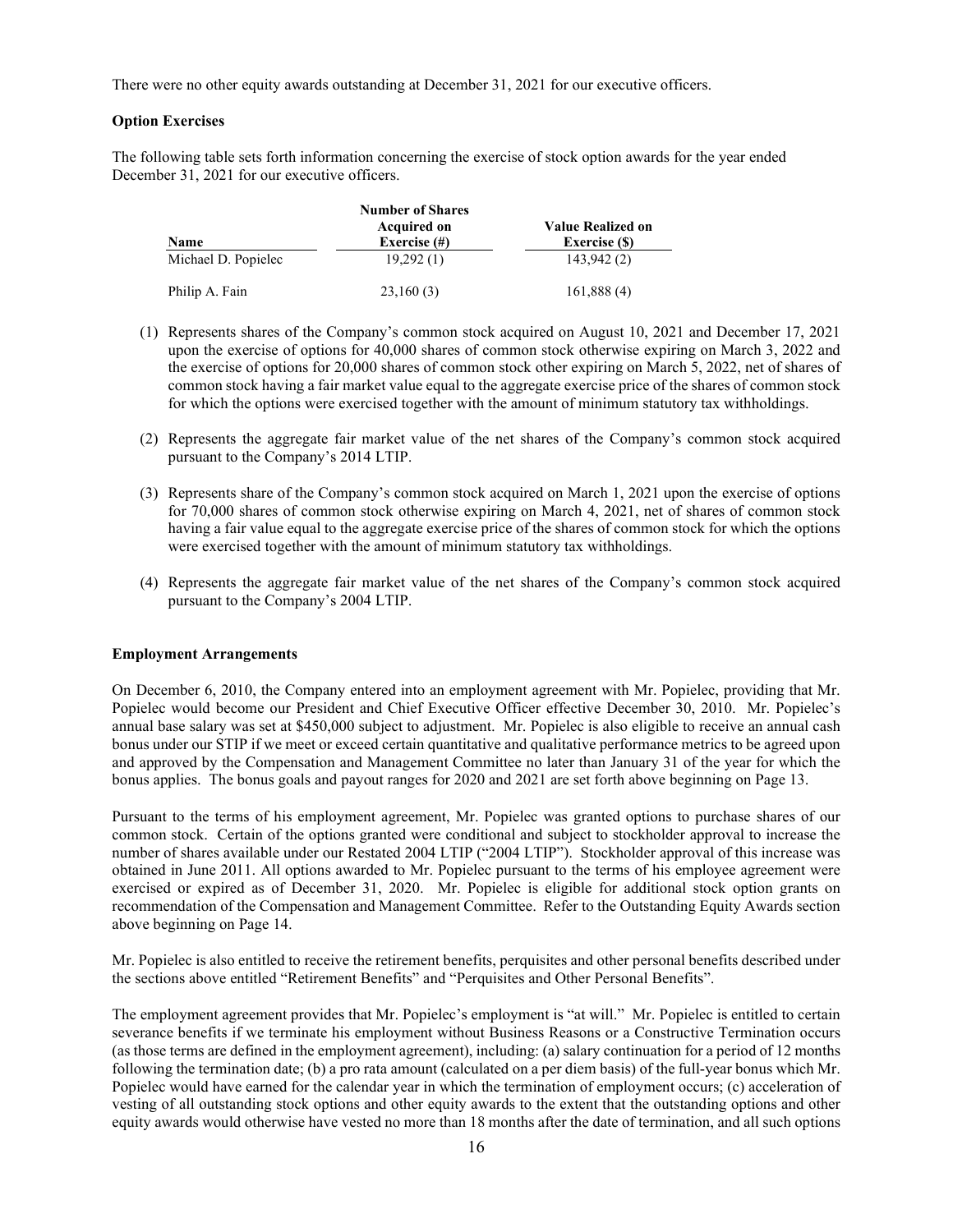There were no other equity awards outstanding at December 31, 2021 for our executive officers.

**Option Exercises**

The following table sets forth information concerning the exercise of stock option awards for the year ended December 31, 2021 for our executive officers.

| Name | Number of Shares Acquired on Exercise (#) | Value Realized on Exercise ($) |
|---|---|---|
| Michael D. Popielec | 19,292 (1) | 143,942 (2) |
| Philip A. Fain | 23,160 (3) | 161,888 (4) |

(1) Represents shares of the Company's common stock acquired on August 10, 2021 and December 17, 2021 upon the exercise of options for 40,000 shares of common stock otherwise expiring on March 3, 2022 and the exercise of options for 20,000 shares of common stock other expiring on March 5, 2022, net of shares of common stock having a fair market value equal to the aggregate exercise price of the shares of common stock for which the options were exercised together with the amount of minimum statutory tax withholdings.

(2) Represents the aggregate fair market value of the net shares of the Company's common stock acquired pursuant to the Company's 2014 LTIP.

(3) Represents share of the Company's common stock acquired on March 1, 2021 upon the exercise of options for 70,000 shares of common stock otherwise expiring on March 4, 2021, net of shares of common stock having a fair value equal to the aggregate exercise price of the shares of common stock for which the options were exercised together with the amount of minimum statutory tax withholdings.

(4) Represents the aggregate fair market value of the net shares of the Company's common stock acquired pursuant to the Company's 2004 LTIP.

**Employment Arrangements**

On December 6, 2010, the Company entered into an employment agreement with Mr. Popielec, providing that Mr. Popielec would become our President and Chief Executive Officer effective December 30, 2010. Mr. Popielec's annual base salary was set at $450,000 subject to adjustment. Mr. Popielec is also eligible to receive an annual cash bonus under our STIP if we meet or exceed certain quantitative and qualitative performance metrics to be agreed upon and approved by the Compensation and Management Committee no later than January 31 of the year for which the bonus applies. The bonus goals and payout ranges for 2020 and 2021 are set forth above beginning on Page 13.

Pursuant to the terms of his employment agreement, Mr. Popielec was granted options to purchase shares of our common stock. Certain of the options granted were conditional and subject to stockholder approval to increase the number of shares available under our Restated 2004 LTIP ("2004 LTIP"). Stockholder approval of this increase was obtained in June 2011. All options awarded to Mr. Popielec pursuant to the terms of his employee agreement were exercised or expired as of December 31, 2020. Mr. Popielec is eligible for additional stock option grants on recommendation of the Compensation and Management Committee. Refer to the Outstanding Equity Awards section above beginning on Page 14.

Mr. Popielec is also entitled to receive the retirement benefits, perquisites and other personal benefits described under the sections above entitled "Retirement Benefits" and "Perquisites and Other Personal Benefits".

The employment agreement provides that Mr. Popielec's employment is "at will." Mr. Popielec is entitled to certain severance benefits if we terminate his employment without Business Reasons or a Constructive Termination occurs (as those terms are defined in the employment agreement), including: (a) salary continuation for a period of 12 months following the termination date; (b) a pro rata amount (calculated on a per diem basis) of the full-year bonus which Mr. Popielec would have earned for the calendar year in which the termination of employment occurs; (c) acceleration of vesting of all outstanding stock options and other equity awards to the extent that the outstanding options and other equity awards would otherwise have vested no more than 18 months after the date of termination, and all such options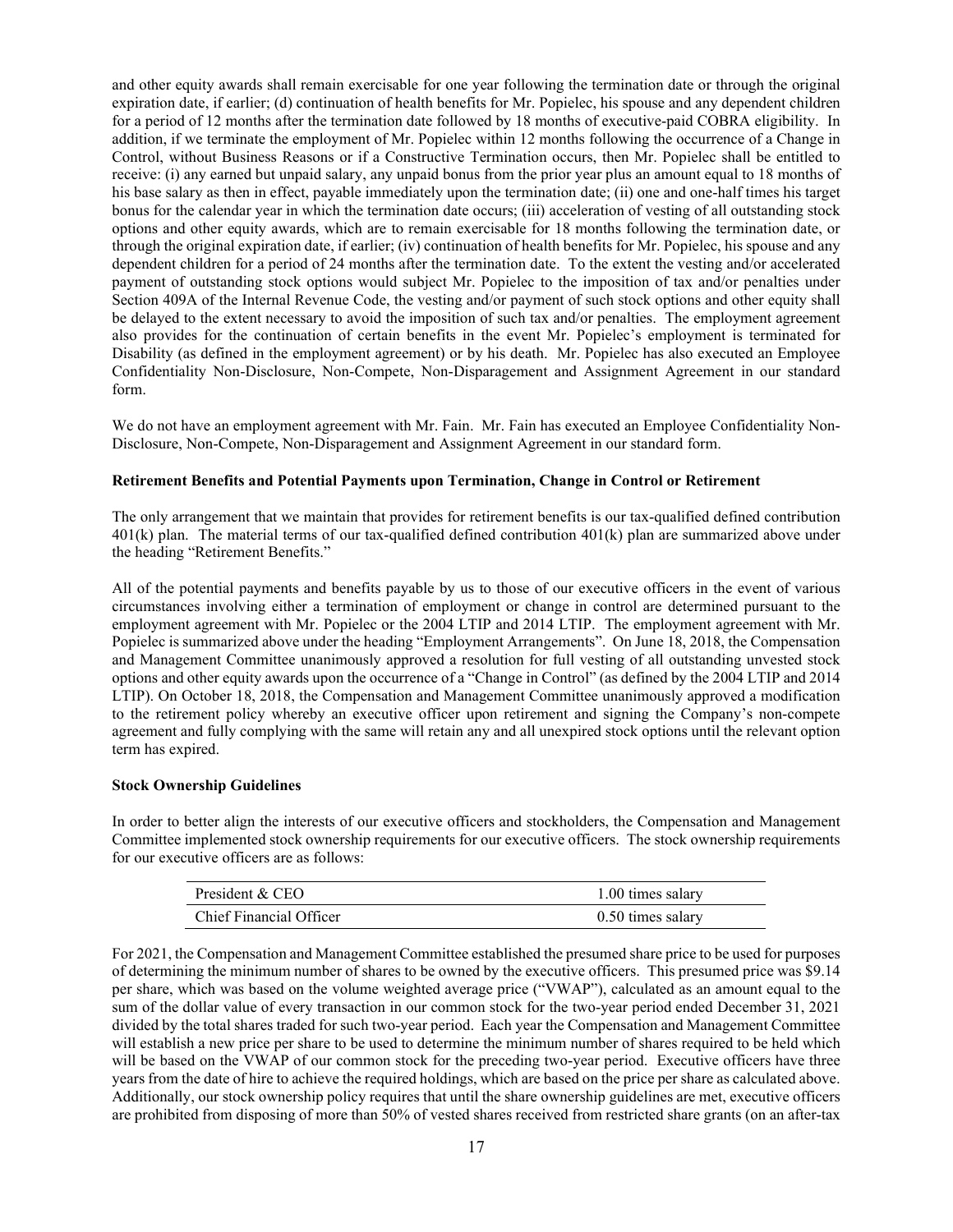and other equity awards shall remain exercisable for one year following the termination date or through the original expiration date, if earlier; (d) continuation of health benefits for Mr. Popielec, his spouse and any dependent children for a period of 12 months after the termination date followed by 18 months of executive-paid COBRA eligibility. In addition, if we terminate the employment of Mr. Popielec within 12 months following the occurrence of a Change in Control, without Business Reasons or if a Constructive Termination occurs, then Mr. Popielec shall be entitled to receive: (i) any earned but unpaid salary, any unpaid bonus from the prior year plus an amount equal to 18 months of his base salary as then in effect, payable immediately upon the termination date; (ii) one and one-half times his target bonus for the calendar year in which the termination date occurs; (iii) acceleration of vesting of all outstanding stock options and other equity awards, which are to remain exercisable for 18 months following the termination date, or through the original expiration date, if earlier; (iv) continuation of health benefits for Mr. Popielec, his spouse and any dependent children for a period of 24 months after the termination date. To the extent the vesting and/or accelerated payment of outstanding stock options would subject Mr. Popielec to the imposition of tax and/or penalties under Section 409A of the Internal Revenue Code, the vesting and/or payment of such stock options and other equity shall be delayed to the extent necessary to avoid the imposition of such tax and/or penalties. The employment agreement also provides for the continuation of certain benefits in the event Mr. Popielec's employment is terminated for Disability (as defined in the employment agreement) or by his death. Mr. Popielec has also executed an Employee Confidentiality Non-Disclosure, Non-Compete, Non-Disparagement and Assignment Agreement in our standard form.

We do not have an employment agreement with Mr. Fain. Mr. Fain has executed an Employee Confidentiality Non-Disclosure, Non-Compete, Non-Disparagement and Assignment Agreement in our standard form.

**Retirement Benefits and Potential Payments upon Termination, Change in Control or Retirement**

The only arrangement that we maintain that provides for retirement benefits is our tax-qualified defined contribution 401(k) plan. The material terms of our tax-qualified defined contribution 401(k) plan are summarized above under the heading "Retirement Benefits."

All of the potential payments and benefits payable by us to those of our executive officers in the event of various circumstances involving either a termination of employment or change in control are determined pursuant to the employment agreement with Mr. Popielec or the 2004 LTIP and 2014 LTIP. The employment agreement with Mr. Popielec is summarized above under the heading "Employment Arrangements". On June 18, 2018, the Compensation and Management Committee unanimously approved a resolution for full vesting of all outstanding unvested stock options and other equity awards upon the occurrence of a "Change in Control" (as defined by the 2004 LTIP and 2014 LTIP). On October 18, 2018, the Compensation and Management Committee unanimously approved a modification to the retirement policy whereby an executive officer upon retirement and signing the Company's non-compete agreement and fully complying with the same will retain any and all unexpired stock options until the relevant option term has expired.

**Stock Ownership Guidelines**

In order to better align the interests of our executive officers and stockholders, the Compensation and Management Committee implemented stock ownership requirements for our executive officers. The stock ownership requirements for our executive officers are as follows:

| | |
|---|---|
| President & CEO | 1.00 times salary |
| Chief Financial Officer | 0.50 times salary |

For 2021, the Compensation and Management Committee established the presumed share price to be used for purposes of determining the minimum number of shares to be owned by the executive officers. This presumed price was $9.14 per share, which was based on the volume weighted average price ("VWAP"), calculated as an amount equal to the sum of the dollar value of every transaction in our common stock for the two-year period ended December 31, 2021 divided by the total shares traded for such two-year period. Each year the Compensation and Management Committee will establish a new price per share to be used to determine the minimum number of shares required to be held which will be based on the VWAP of our common stock for the preceding two-year period. Executive officers have three years from the date of hire to achieve the required holdings, which are based on the price per share as calculated above. Additionally, our stock ownership policy requires that until the share ownership guidelines are met, executive officers are prohibited from disposing of more than 50% of vested shares received from restricted share grants (on an after-tax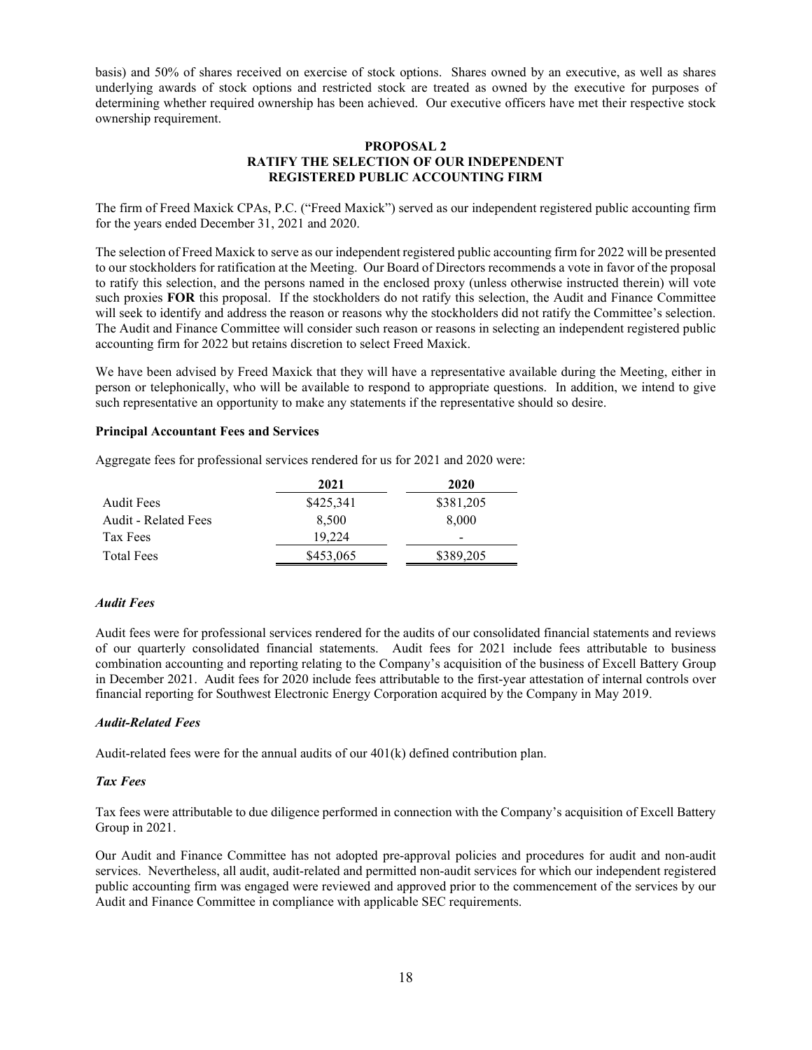basis) and 50% of shares received on exercise of stock options. Shares owned by an executive, as well as shares underlying awards of stock options and restricted stock are treated as owned by the executive for purposes of determining whether required ownership has been achieved. Our executive officers have met their respective stock ownership requirement.

## PROPOSAL 2
## RATIFY THE SELECTION OF OUR INDEPENDENT REGISTERED PUBLIC ACCOUNTING FIRM

The firm of Freed Maxick CPAs, P.C. ("Freed Maxick") served as our independent registered public accounting firm for the years ended December 31, 2021 and 2020.

The selection of Freed Maxick to serve as our independent registered public accounting firm for 2022 will be presented to our stockholders for ratification at the Meeting. Our Board of Directors recommends a vote in favor of the proposal to ratify this selection, and the persons named in the enclosed proxy (unless otherwise instructed therein) will vote such proxies **FOR** this proposal. If the stockholders do not ratify this selection, the Audit and Finance Committee will seek to identify and address the reason or reasons why the stockholders did not ratify the Committee's selection. The Audit and Finance Committee will consider such reason or reasons in selecting an independent registered public accounting firm for 2022 but retains discretion to select Freed Maxick.

We have been advised by Freed Maxick that they will have a representative available during the Meeting, either in person or telephonically, who will be available to respond to appropriate questions. In addition, we intend to give such representative an opportunity to make any statements if the representative should so desire.

### Principal Accountant Fees and Services

Aggregate fees for professional services rendered for us for 2021 and 2020 were:

| | 2021 | 2020 |
|---|---|---|
| Audit Fees | \$425,341 | \$381,205 |
| Audit - Related Fees | 8,500 | 8,000 |
| Tax Fees | 19,224 | - |
| Total Fees | \$453,065 | \$389,205 |

#### *Audit Fees*

Audit fees were for professional services rendered for the audits of our consolidated financial statements and reviews of our quarterly consolidated financial statements. Audit fees for 2021 include fees attributable to business combination accounting and reporting relating to the Company's acquisition of the business of Excell Battery Group in December 2021. Audit fees for 2020 include fees attributable to the first-year attestation of internal controls over financial reporting for Southwest Electronic Energy Corporation acquired by the Company in May 2019.

#### *Audit-Related Fees*

Audit-related fees were for the annual audits of our 401(k) defined contribution plan.

#### *Tax Fees*

Tax fees were attributable to due diligence performed in connection with the Company's acquisition of Excell Battery Group in 2021.

Our Audit and Finance Committee has not adopted pre-approval policies and procedures for audit and non-audit services. Nevertheless, all audit, audit-related and permitted non-audit services for which our independent registered public accounting firm was engaged were reviewed and approved prior to the commencement of the services by our Audit and Finance Committee in compliance with applicable SEC requirements.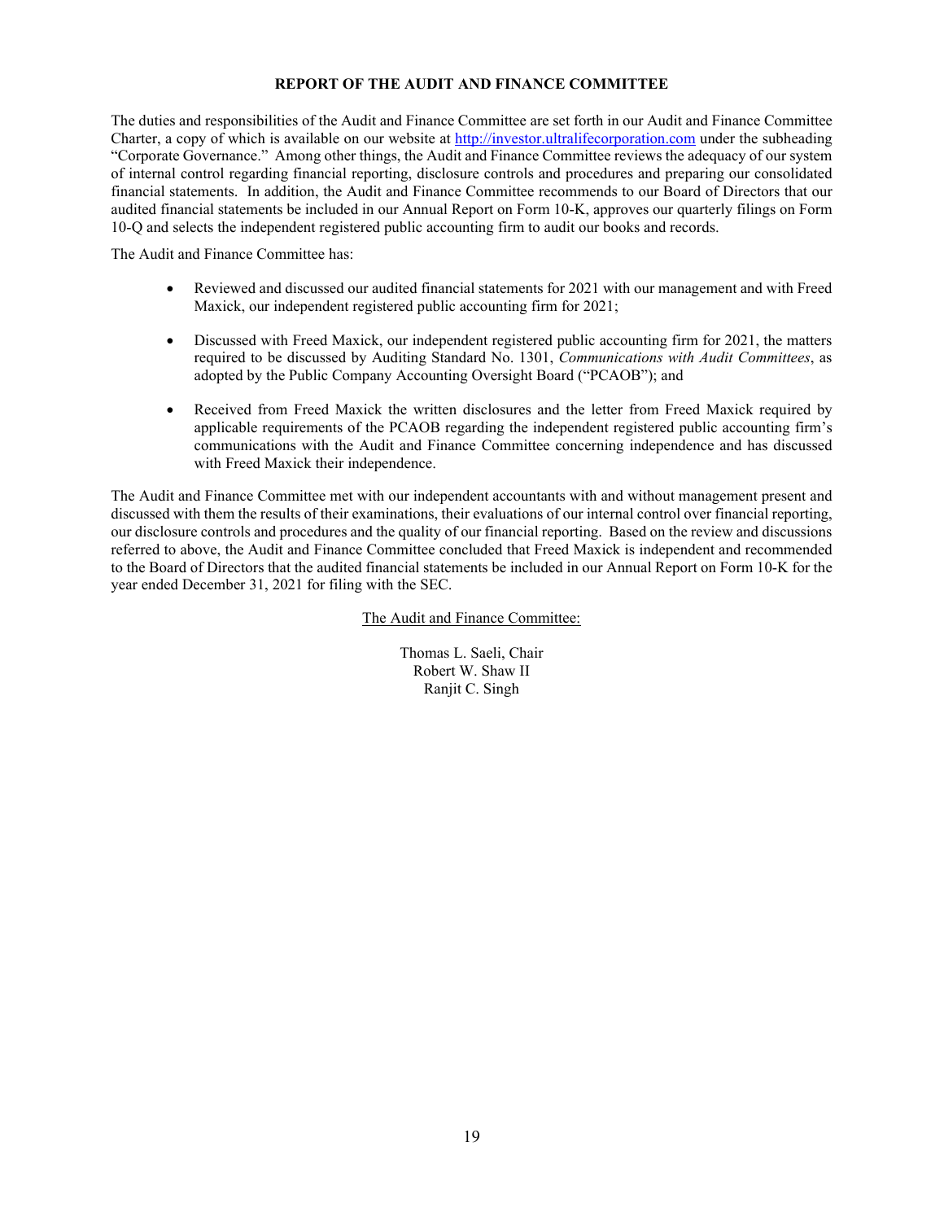## REPORT OF THE AUDIT AND FINANCE COMMITTEE

The duties and responsibilities of the Audit and Finance Committee are set forth in our Audit and Finance Committee Charter, a copy of which is available on our website at http://investor.ultralifecorporation.com under the subheading "Corporate Governance." Among other things, the Audit and Finance Committee reviews the adequacy of our system of internal control regarding financial reporting, disclosure controls and procedures and preparing our consolidated financial statements. In addition, the Audit and Finance Committee recommends to our Board of Directors that our audited financial statements be included in our Annual Report on Form 10-K, approves our quarterly filings on Form 10-Q and selects the independent registered public accounting firm to audit our books and records.

The Audit and Finance Committee has:

- Reviewed and discussed our audited financial statements for 2021 with our management and with Freed Maxick, our independent registered public accounting firm for 2021;
- Discussed with Freed Maxick, our independent registered public accounting firm for 2021, the matters required to be discussed by Auditing Standard No. 1301, *Communications with Audit Committees*, as adopted by the Public Company Accounting Oversight Board ("PCAOB"); and
- Received from Freed Maxick the written disclosures and the letter from Freed Maxick required by applicable requirements of the PCAOB regarding the independent registered public accounting firm's communications with the Audit and Finance Committee concerning independence and has discussed with Freed Maxick their independence.

The Audit and Finance Committee met with our independent accountants with and without management present and discussed with them the results of their examinations, their evaluations of our internal control over financial reporting, our disclosure controls and procedures and the quality of our financial reporting. Based on the review and discussions referred to above, the Audit and Finance Committee concluded that Freed Maxick is independent and recommended to the Board of Directors that the audited financial statements be included in our Annual Report on Form 10-K for the year ended December 31, 2021 for filing with the SEC.

The Audit and Finance Committee:

Thomas L. Saeli, Chair
Robert W. Shaw II
Ranjit C. Singh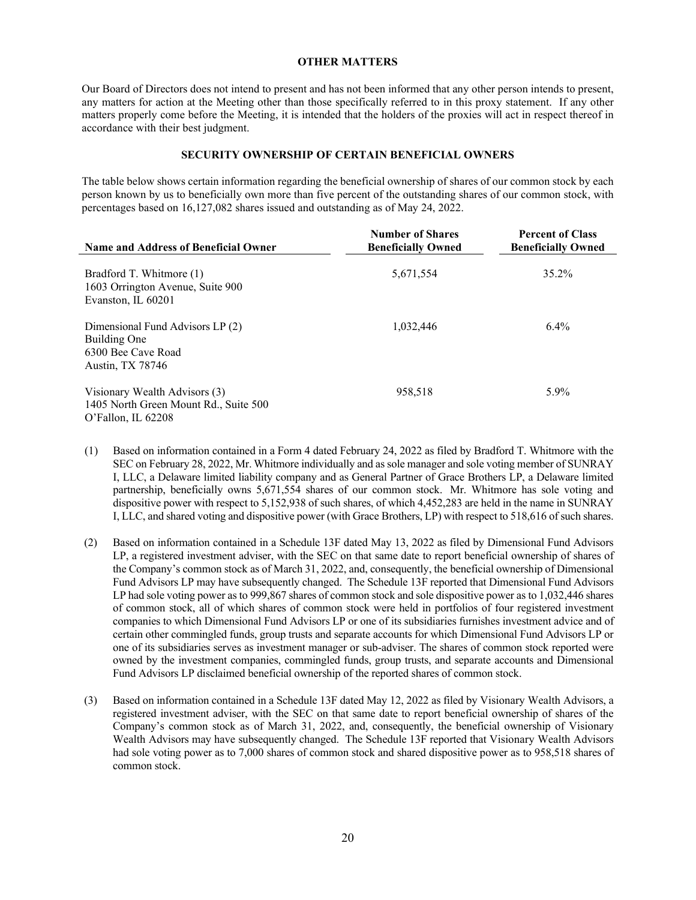## OTHER MATTERS

Our Board of Directors does not intend to present and has not been informed that any other person intends to present, any matters for action at the Meeting other than those specifically referred to in this proxy statement. If any other matters properly come before the Meeting, it is intended that the holders of the proxies will act in respect thereof in accordance with their best judgment.

## SECURITY OWNERSHIP OF CERTAIN BENEFICIAL OWNERS

The table below shows certain information regarding the beneficial ownership of shares of our common stock by each person known by us to beneficially own more than five percent of the outstanding shares of our common stock, with percentages based on 16,127,082 shares issued and outstanding as of May 24, 2022.

| Name and Address of Beneficial Owner | Number of Shares Beneficially Owned | Percent of Class Beneficially Owned |
|---|---|---|
| Bradford T. Whitmore (1)<br>1603 Orrington Avenue, Suite 900<br>Evanston, IL 60201 | 5,671,554 | 35.2% |
| Dimensional Fund Advisors LP (2)<br>Building One<br>6300 Bee Cave Road<br>Austin, TX 78746 | 1,032,446 | 6.4% |
| Visionary Wealth Advisors (3)<br>1405 North Green Mount Rd., Suite 500<br>O'Fallon, IL 62208 | 958,518 | 5.9% |

(1) Based on information contained in a Form 4 dated February 24, 2022 as filed by Bradford T. Whitmore with the SEC on February 28, 2022, Mr. Whitmore individually and as sole manager and sole voting member of SUNRAY I, LLC, a Delaware limited liability company and as General Partner of Grace Brothers LP, a Delaware limited partnership, beneficially owns 5,671,554 shares of our common stock. Mr. Whitmore has sole voting and dispositive power with respect to 5,152,938 of such shares, of which 4,452,283 are held in the name in SUNRAY I, LLC, and shared voting and dispositive power (with Grace Brothers, LP) with respect to 518,616 of such shares.

(2) Based on information contained in a Schedule 13F dated May 13, 2022 as filed by Dimensional Fund Advisors LP, a registered investment adviser, with the SEC on that same date to report beneficial ownership of shares of the Company's common stock as of March 31, 2022, and, consequently, the beneficial ownership of Dimensional Fund Advisors LP may have subsequently changed. The Schedule 13F reported that Dimensional Fund Advisors LP had sole voting power as to 999,867 shares of common stock and sole dispositive power as to 1,032,446 shares of common stock, all of which shares of common stock were held in portfolios of four registered investment companies to which Dimensional Fund Advisors LP or one of its subsidiaries furnishes investment advice and of certain other commingled funds, group trusts and separate accounts for which Dimensional Fund Advisors LP or one of its subsidiaries serves as investment manager or sub-adviser. The shares of common stock reported were owned by the investment companies, commingled funds, group trusts, and separate accounts and Dimensional Fund Advisors LP disclaimed beneficial ownership of the reported shares of common stock.

(3) Based on information contained in a Schedule 13F dated May 12, 2022 as filed by Visionary Wealth Advisors, a registered investment adviser, with the SEC on that same date to report beneficial ownership of shares of the Company's common stock as of March 31, 2022, and, consequently, the beneficial ownership of Visionary Wealth Advisors may have subsequently changed. The Schedule 13F reported that Visionary Wealth Advisors had sole voting power as to 7,000 shares of common stock and shared dispositive power as to 958,518 shares of common stock.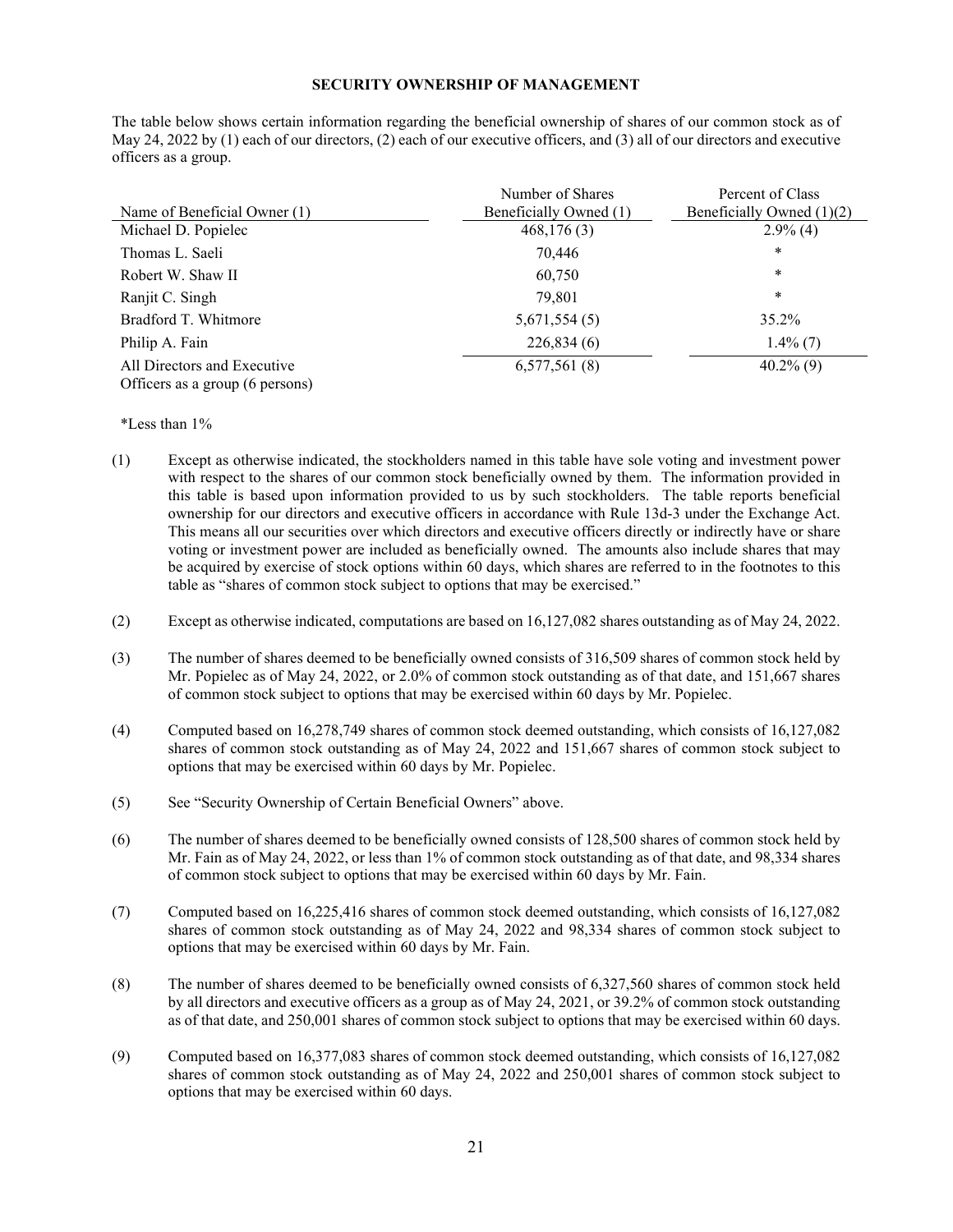## SECURITY OWNERSHIP OF MANAGEMENT

The table below shows certain information regarding the beneficial ownership of shares of our common stock as of May 24, 2022 by (1) each of our directors, (2) each of our executive officers, and (3) all of our directors and executive officers as a group.

| Name of Beneficial Owner (1) | Number of Shares Beneficially Owned (1) | Percent of Class Beneficially Owned (1)(2) |
|---|---|---|
| Michael D. Popielec | 468,176 (3) | 2.9% (4) |
| Thomas L. Saeli | 70,446 | * |
| Robert W. Shaw II | 60,750 | * |
| Ranjit C. Singh | 79,801 | * |
| Bradford T. Whitmore | 5,671,554 (5) | 35.2% |
| Philip A. Fain | 226,834 (6) | 1.4% (7) |
| All Directors and Executive Officers as a group (6 persons) | 6,577,561 (8) | 40.2% (9) |

*Less than 1%

(1) Except as otherwise indicated, the stockholders named in this table have sole voting and investment power with respect to the shares of our common stock beneficially owned by them. The information provided in this table is based upon information provided to us by such stockholders. The table reports beneficial ownership for our directors and executive officers in accordance with Rule 13d-3 under the Exchange Act. This means all our securities over which directors and executive officers directly or indirectly have or share voting or investment power are included as beneficially owned. The amounts also include shares that may be acquired by exercise of stock options within 60 days, which shares are referred to in the footnotes to this table as "shares of common stock subject to options that may be exercised."

(2) Except as otherwise indicated, computations are based on 16,127,082 shares outstanding as of May 24, 2022.

(3) The number of shares deemed to be beneficially owned consists of 316,509 shares of common stock held by Mr. Popielec as of May 24, 2022, or 2.0% of common stock outstanding as of that date, and 151,667 shares of common stock subject to options that may be exercised within 60 days by Mr. Popielec.

(4) Computed based on 16,278,749 shares of common stock deemed outstanding, which consists of 16,127,082 shares of common stock outstanding as of May 24, 2022 and 151,667 shares of common stock subject to options that may be exercised within 60 days by Mr. Popielec.

(5) See "Security Ownership of Certain Beneficial Owners" above.

(6) The number of shares deemed to be beneficially owned consists of 128,500 shares of common stock held by Mr. Fain as of May 24, 2022, or less than 1% of common stock outstanding as of that date, and 98,334 shares of common stock subject to options that may be exercised within 60 days by Mr. Fain.

(7) Computed based on 16,225,416 shares of common stock deemed outstanding, which consists of 16,127,082 shares of common stock outstanding as of May 24, 2022 and 98,334 shares of common stock subject to options that may be exercised within 60 days by Mr. Fain.

(8) The number of shares deemed to be beneficially owned consists of 6,327,560 shares of common stock held by all directors and executive officers as a group as of May 24, 2021, or 39.2% of common stock outstanding as of that date, and 250,001 shares of common stock subject to options that may be exercised within 60 days.

(9) Computed based on 16,377,083 shares of common stock deemed outstanding, which consists of 16,127,082 shares of common stock outstanding as of May 24, 2022 and 250,001 shares of common stock subject to options that may be exercised within 60 days.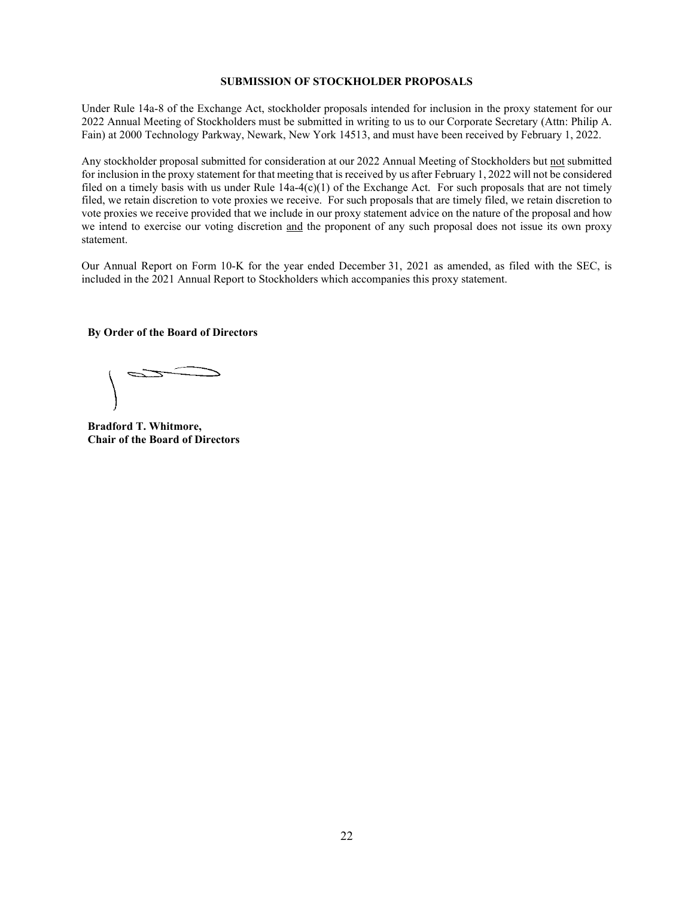## SUBMISSION OF STOCKHOLDER PROPOSALS

Under Rule 14a-8 of the Exchange Act, stockholder proposals intended for inclusion in the proxy statement for our 2022 Annual Meeting of Stockholders must be submitted in writing to us to our Corporate Secretary (Attn: Philip A. Fain) at 2000 Technology Parkway, Newark, New York 14513, and must have been received by February 1, 2022.

Any stockholder proposal submitted for consideration at our 2022 Annual Meeting of Stockholders but not submitted for inclusion in the proxy statement for that meeting that is received by us after February 1, 2022 will not be considered filed on a timely basis with us under Rule 14a-4(c)(1) of the Exchange Act. For such proposals that are not timely filed, we retain discretion to vote proxies we receive. For such proposals that are timely filed, we retain discretion to vote proxies we receive provided that we include in our proxy statement advice on the nature of the proposal and how we intend to exercise our voting discretion and the proponent of any such proposal does not issue its own proxy statement.

Our Annual Report on Form 10-K for the year ended December 31, 2021 as amended, as filed with the SEC, is included in the 2021 Annual Report to Stockholders which accompanies this proxy statement.

**By Order of the Board of Directors**

**Bradford T. Whitmore,**
**Chair of the Board of Directors**